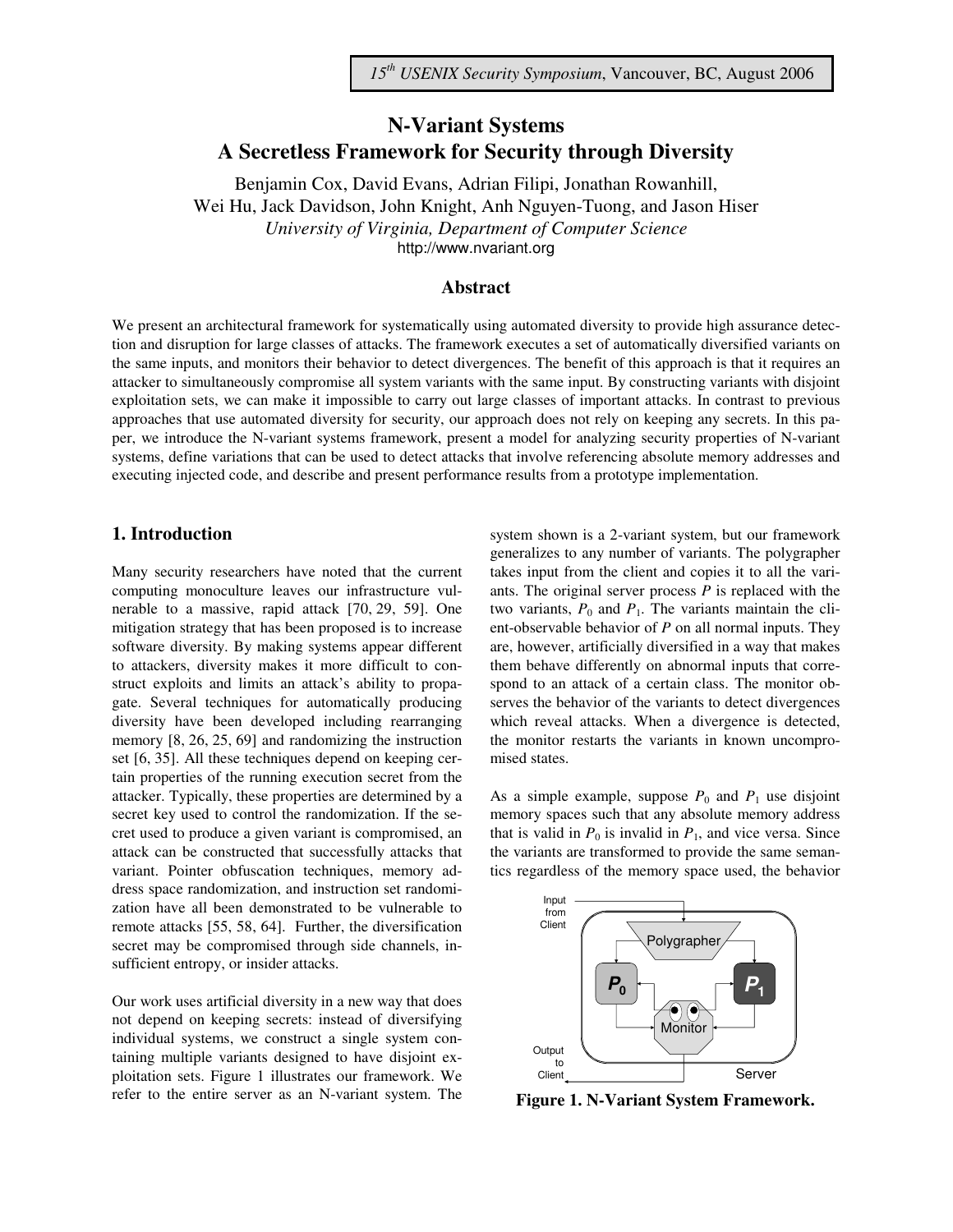15th USENIX Security Symposium, Vancouver, BC, August 2006

# N-Variant Systems
# A Secretless Framework for Security through Diversity

Benjamin Cox, David Evans, Adrian Filipi, Jonathan Rowanhill, Wei Hu, Jack Davidson, John Knight, Anh Nguyen-Tuong, and Jason Hiser

*University of Virginia, Department of Computer Science*

http://www.nvariant.org

## Abstract

We present an architectural framework for systematically using automated diversity to provide high assurance detection and disruption for large classes of attacks. The framework executes a set of automatically diversified variants on the same inputs, and monitors their behavior to detect divergences. The benefit of this approach is that it requires an attacker to simultaneously compromise all system variants with the same input. By constructing variants with disjoint exploitation sets, we can make it impossible to carry out large classes of important attacks. In contrast to previous approaches that use automated diversity for security, our approach does not rely on keeping any secrets. In this paper, we introduce the N-variant systems framework, present a model for analyzing security properties of N-variant systems, define variations that can be used to detect attacks that involve referencing absolute memory addresses and executing injected code, and describe and present performance results from a prototype implementation.

## 1. Introduction

Many security researchers have noted that the current computing monoculture leaves our infrastructure vulnerable to a massive, rapid attack [70, 29, 59]. One mitigation strategy that has been proposed is to increase software diversity. By making systems appear different to attackers, diversity makes it more difficult to construct exploits and limits an attack's ability to propagate. Several techniques for automatically producing diversity have been developed including rearranging memory [8, 26, 25, 69] and randomizing the instruction set [6, 35]. All these techniques depend on keeping certain properties of the running execution secret from the attacker. Typically, these properties are determined by a secret key used to control the randomization. If the secret used to produce a given variant is compromised, an attack can be constructed that successfully attacks that variant. Pointer obfuscation techniques, memory address space randomization, and instruction set randomization have all been demonstrated to be vulnerable to remote attacks [55, 58, 64]. Further, the diversification secret may be compromised through side channels, insufficient entropy, or insider attacks.

Our work uses artificial diversity in a new way that does not depend on keeping secrets: instead of diversifying individual systems, we construct a single system containing multiple variants designed to have disjoint exploitation sets. Figure 1 illustrates our framework. We refer to the entire server as an N-variant system. The system shown is a 2-variant system, but our framework generalizes to any number of variants. The polygrapher takes input from the client and copies it to all the variants. The original server process $P$ is replaced with the two variants, $P_0$ and $P_1$. The variants maintain the client-observable behavior of $P$ on all normal inputs. They are, however, artificially diversified in a way that makes them behave differently on abnormal inputs that correspond to an attack of a certain class. The monitor observes the behavior of the variants to detect divergences which reveal attacks. When a divergence is detected, the monitor restarts the variants in known uncompromised states.

As a simple example, suppose $P_0$ and $P_1$ use disjoint memory spaces such that any absolute memory address that is valid in $P_0$ is invalid in $P_1$, and vice versa. Since the variants are transformed to provide the same semantics regardless of the memory space used, the behavior

**Figure 1. N-Variant System Framework.**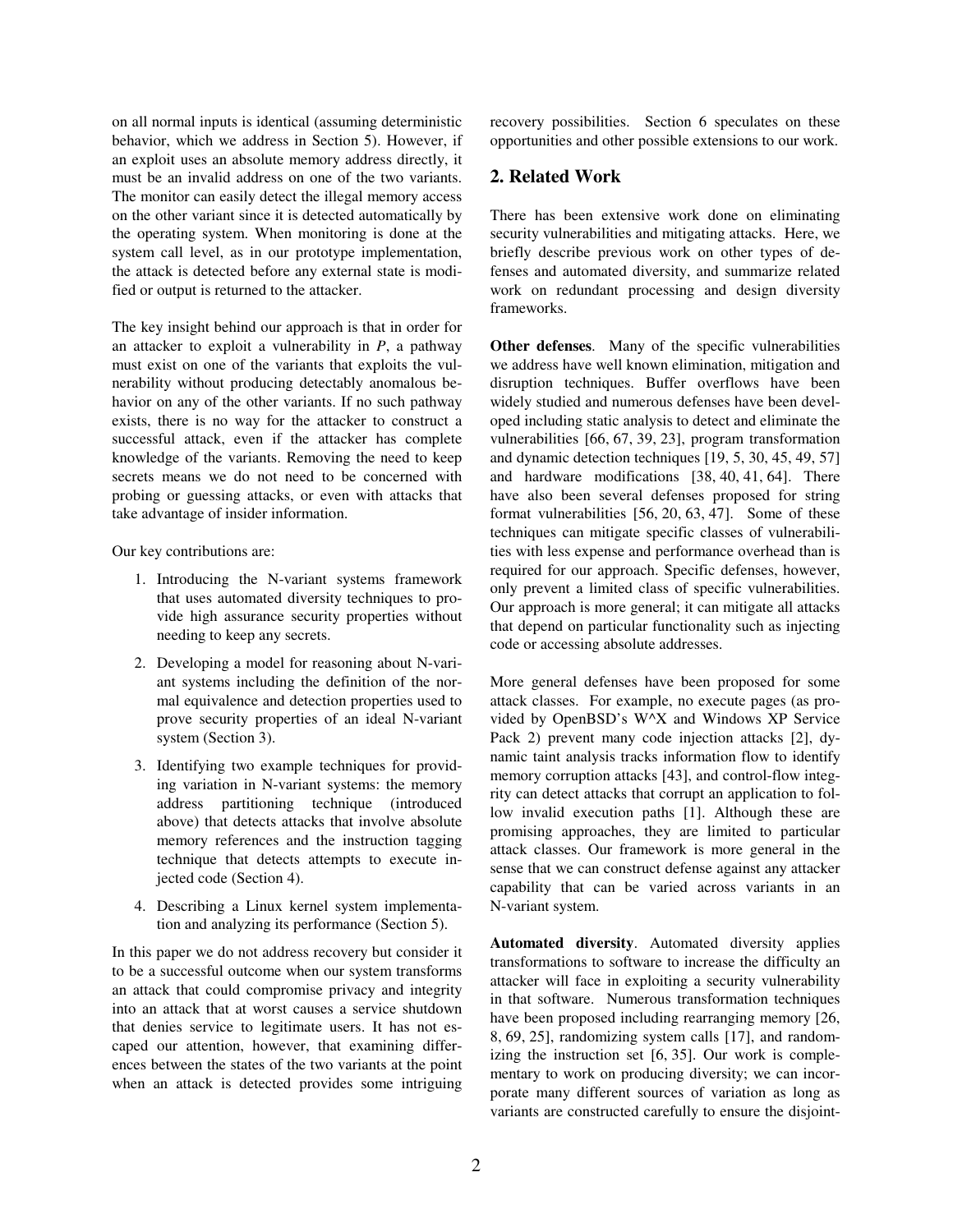on all normal inputs is identical (assuming deterministic behavior, which we address in Section 5). However, if an exploit uses an absolute memory address directly, it must be an invalid address on one of the two variants. The monitor can easily detect the illegal memory access on the other variant since it is detected automatically by the operating system. When monitoring is done at the system call level, as in our prototype implementation, the attack is detected before any external state is modified or output is returned to the attacker.

The key insight behind our approach is that in order for an attacker to exploit a vulnerability in *P*, a pathway must exist on one of the variants that exploits the vulnerability without producing detectably anomalous behavior on any of the other variants. If no such pathway exists, there is no way for the attacker to construct a successful attack, even if the attacker has complete knowledge of the variants. Removing the need to keep secrets means we do not need to be concerned with probing or guessing attacks, or even with attacks that take advantage of insider information.

Our key contributions are:

1. Introducing the N-variant systems framework that uses automated diversity techniques to provide high assurance security properties without needing to keep any secrets.
2. Developing a model for reasoning about N-variant systems including the definition of the normal equivalence and detection properties used to prove security properties of an ideal N-variant system (Section 3).
3. Identifying two example techniques for providing variation in N-variant systems: the memory address partitioning technique (introduced above) that detects attacks that involve absolute memory references and the instruction tagging technique that detects attempts to execute injected code (Section 4).
4. Describing a Linux kernel system implementation and analyzing its performance (Section 5).

In this paper we do not address recovery but consider it to be a successful outcome when our system transforms an attack that could compromise privacy and integrity into an attack that at worst causes a service shutdown that denies service to legitimate users. It has not escaped our attention, however, that examining differences between the states of the two variants at the point when an attack is detected provides some intriguing recovery possibilities. Section 6 speculates on these opportunities and other possible extensions to our work.

## 2. Related Work

There has been extensive work done on eliminating security vulnerabilities and mitigating attacks. Here, we briefly describe previous work on other types of defenses and automated diversity, and summarize related work on redundant processing and design diversity frameworks.

**Other defenses**. Many of the specific vulnerabilities we address have well known elimination, mitigation and disruption techniques. Buffer overflows have been widely studied and numerous defenses have been developed including static analysis to detect and eliminate the vulnerabilities [66, 67, 39, 23], program transformation and dynamic detection techniques [19, 5, 30, 45, 49, 57] and hardware modifications [38, 40, 41, 64]. There have also been several defenses proposed for string format vulnerabilities [56, 20, 63, 47]. Some of these techniques can mitigate specific classes of vulnerabilities with less expense and performance overhead than is required for our approach. Specific defenses, however, only prevent a limited class of specific vulnerabilities. Our approach is more general; it can mitigate all attacks that depend on particular functionality such as injecting code or accessing absolute addresses.

More general defenses have been proposed for some attack classes. For example, no execute pages (as provided by OpenBSD's W^X and Windows XP Service Pack 2) prevent many code injection attacks [2], dynamic taint analysis tracks information flow to identify memory corruption attacks [43], and control-flow integrity can detect attacks that corrupt an application to follow invalid execution paths [1]. Although these are promising approaches, they are limited to particular attack classes. Our framework is more general in the sense that we can construct defense against any attacker capability that can be varied across variants in an N-variant system.

**Automated diversity**. Automated diversity applies transformations to software to increase the difficulty an attacker will face in exploiting a security vulnerability in that software. Numerous transformation techniques have been proposed including rearranging memory [26, 8, 69, 25], randomizing system calls [17], and randomizing the instruction set [6, 35]. Our work is complementary to work on producing diversity; we can incorporate many different sources of variation as long as variants are constructed carefully to ensure the disjoint-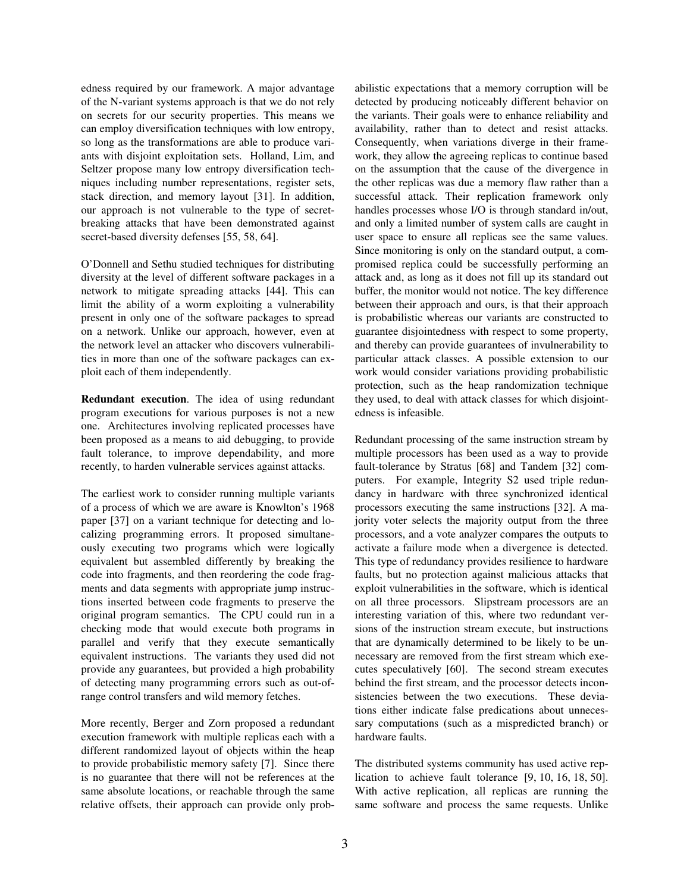edness required by our framework. A major advantage of the N-variant systems approach is that we do not rely on secrets for our security properties. This means we can employ diversification techniques with low entropy, so long as the transformations are able to produce variants with disjoint exploitation sets. Holland, Lim, and Seltzer propose many low entropy diversification techniques including number representations, register sets, stack direction, and memory layout [31]. In addition, our approach is not vulnerable to the type of secret-breaking attacks that have been demonstrated against secret-based diversity defenses [55, 58, 64].

O'Donnell and Sethu studied techniques for distributing diversity at the level of different software packages in a network to mitigate spreading attacks [44]. This can limit the ability of a worm exploiting a vulnerability present in only one of the software packages to spread on a network. Unlike our approach, however, even at the network level an attacker who discovers vulnerabilities in more than one of the software packages can exploit each of them independently.

**Redundant execution**. The idea of using redundant program executions for various purposes is not a new one. Architectures involving replicated processes have been proposed as a means to aid debugging, to provide fault tolerance, to improve dependability, and more recently, to harden vulnerable services against attacks.

The earliest work to consider running multiple variants of a process of which we are aware is Knowlton's 1968 paper [37] on a variant technique for detecting and localizing programming errors. It proposed simultaneously executing two programs which were logically equivalent but assembled differently by breaking the code into fragments, and then reordering the code fragments and data segments with appropriate jump instructions inserted between code fragments to preserve the original program semantics. The CPU could run in a checking mode that would execute both programs in parallel and verify that they execute semantically equivalent instructions. The variants they used did not provide any guarantees, but provided a high probability of detecting many programming errors such as out-of-range control transfers and wild memory fetches.

More recently, Berger and Zorn proposed a redundant execution framework with multiple replicas each with a different randomized layout of objects within the heap to provide probabilistic memory safety [7]. Since there is no guarantee that there will not be references at the same absolute locations, or reachable through the same relative offsets, their approach can provide only probabilistic expectations that a memory corruption will be detected by producing noticeably different behavior on the variants. Their goals were to enhance reliability and availability, rather than to detect and resist attacks. Consequently, when variations diverge in their framework, they allow the agreeing replicas to continue based on the assumption that the cause of the divergence in the other replicas was due a memory flaw rather than a successful attack. Their replication framework only handles processes whose I/O is through standard in/out, and only a limited number of system calls are caught in user space to ensure all replicas see the same values. Since monitoring is only on the standard output, a compromised replica could be successfully performing an attack and, as long as it does not fill up its standard out buffer, the monitor would not notice. The key difference between their approach and ours, is that their approach is probabilistic whereas our variants are constructed to guarantee disjointedness with respect to some property, and thereby can provide guarantees of invulnerability to particular attack classes. A possible extension to our work would consider variations providing probabilistic protection, such as the heap randomization technique they used, to deal with attack classes for which disjointedness is infeasible.

Redundant processing of the same instruction stream by multiple processors has been used as a way to provide fault-tolerance by Stratus [68] and Tandem [32] computers. For example, Integrity S2 used triple redundancy in hardware with three synchronized identical processors executing the same instructions [32]. A majority voter selects the majority output from the three processors, and a vote analyzer compares the outputs to activate a failure mode when a divergence is detected. This type of redundancy provides resilience to hardware faults, but no protection against malicious attacks that exploit vulnerabilities in the software, which is identical on all three processors. Slipstream processors are an interesting variation of this, where two redundant versions of the instruction stream execute, but instructions that are dynamically determined to be likely to be unnecessary are removed from the first stream which executes speculatively [60]. The second stream executes behind the first stream, and the processor detects inconsistencies between the two executions. These deviations either indicate false predications about unnecessary computations (such as a mispredicted branch) or hardware faults.

The distributed systems community has used active replication to achieve fault tolerance [9, 10, 16, 18, 50]. With active replication, all replicas are running the same software and process the same requests. Unlike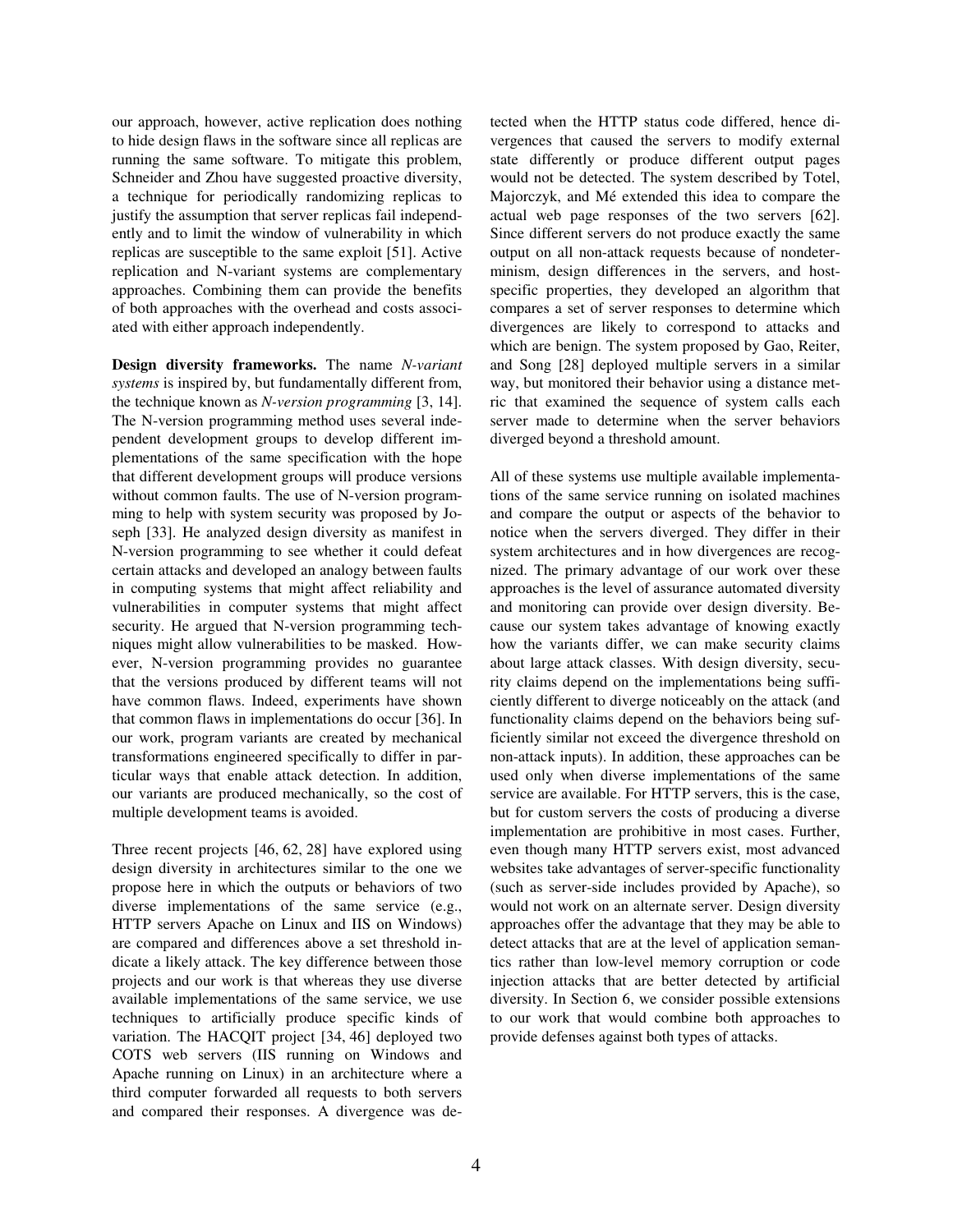our approach, however, active replication does nothing to hide design flaws in the software since all replicas are running the same software. To mitigate this problem, Schneider and Zhou have suggested proactive diversity, a technique for periodically randomizing replicas to justify the assumption that server replicas fail independently and to limit the window of vulnerability in which replicas are susceptible to the same exploit [51]. Active replication and N-variant systems are complementary approaches. Combining them can provide the benefits of both approaches with the overhead and costs associated with either approach independently.

**Design diversity frameworks.** The name *N-variant systems* is inspired by, but fundamentally different from, the technique known as *N-version programming* [3, 14]. The N-version programming method uses several independent development groups to develop different implementations of the same specification with the hope that different development groups will produce versions without common faults. The use of N-version programming to help with system security was proposed by Joseph [33]. He analyzed design diversity as manifest in N-version programming to see whether it could defeat certain attacks and developed an analogy between faults in computing systems that might affect reliability and vulnerabilities in computer systems that might affect security. He argued that N-version programming techniques might allow vulnerabilities to be masked. However, N-version programming provides no guarantee that the versions produced by different teams will not have common flaws. Indeed, experiments have shown that common flaws in implementations do occur [36]. In our work, program variants are created by mechanical transformations engineered specifically to differ in particular ways that enable attack detection. In addition, our variants are produced mechanically, so the cost of multiple development teams is avoided.

Three recent projects [46, 62, 28] have explored using design diversity in architectures similar to the one we propose here in which the outputs or behaviors of two diverse implementations of the same service (e.g., HTTP servers Apache on Linux and IIS on Windows) are compared and differences above a set threshold indicate a likely attack. The key difference between those projects and our work is that whereas they use diverse available implementations of the same service, we use techniques to artificially produce specific kinds of variation. The HACQIT project [34, 46] deployed two COTS web servers (IIS running on Windows and Apache running on Linux) in an architecture where a third computer forwarded all requests to both servers and compared their responses. A divergence was detected when the HTTP status code differed, hence divergences that caused the servers to modify external state differently or produce different output pages would not be detected. The system described by Totel, Majorczyk, and Mé extended this idea to compare the actual web page responses of the two servers [62]. Since different servers do not produce exactly the same output on all non-attack requests because of nondeterminism, design differences in the servers, and host-specific properties, they developed an algorithm that compares a set of server responses to determine which divergences are likely to correspond to attacks and which are benign. The system proposed by Gao, Reiter, and Song [28] deployed multiple servers in a similar way, but monitored their behavior using a distance metric that examined the sequence of system calls each server made to determine when the server behaviors diverged beyond a threshold amount.

All of these systems use multiple available implementations of the same service running on isolated machines and compare the output or aspects of the behavior to notice when the servers diverged. They differ in their system architectures and in how divergences are recognized. The primary advantage of our work over these approaches is the level of assurance automated diversity and monitoring can provide over design diversity. Because our system takes advantage of knowing exactly how the variants differ, we can make security claims about large attack classes. With design diversity, security claims depend on the implementations being sufficiently different to diverge noticeably on the attack (and functionality claims depend on the behaviors being sufficiently similar not exceed the divergence threshold on non-attack inputs). In addition, these approaches can be used only when diverse implementations of the same service are available. For HTTP servers, this is the case, but for custom servers the costs of producing a diverse implementation are prohibitive in most cases. Further, even though many HTTP servers exist, most advanced websites take advantages of server-specific functionality (such as server-side includes provided by Apache), so would not work on an alternate server. Design diversity approaches offer the advantage that they may be able to detect attacks that are at the level of application semantics rather than low-level memory corruption or code injection attacks that are better detected by artificial diversity. In Section 6, we consider possible extensions to our work that would combine both approaches to provide defenses against both types of attacks.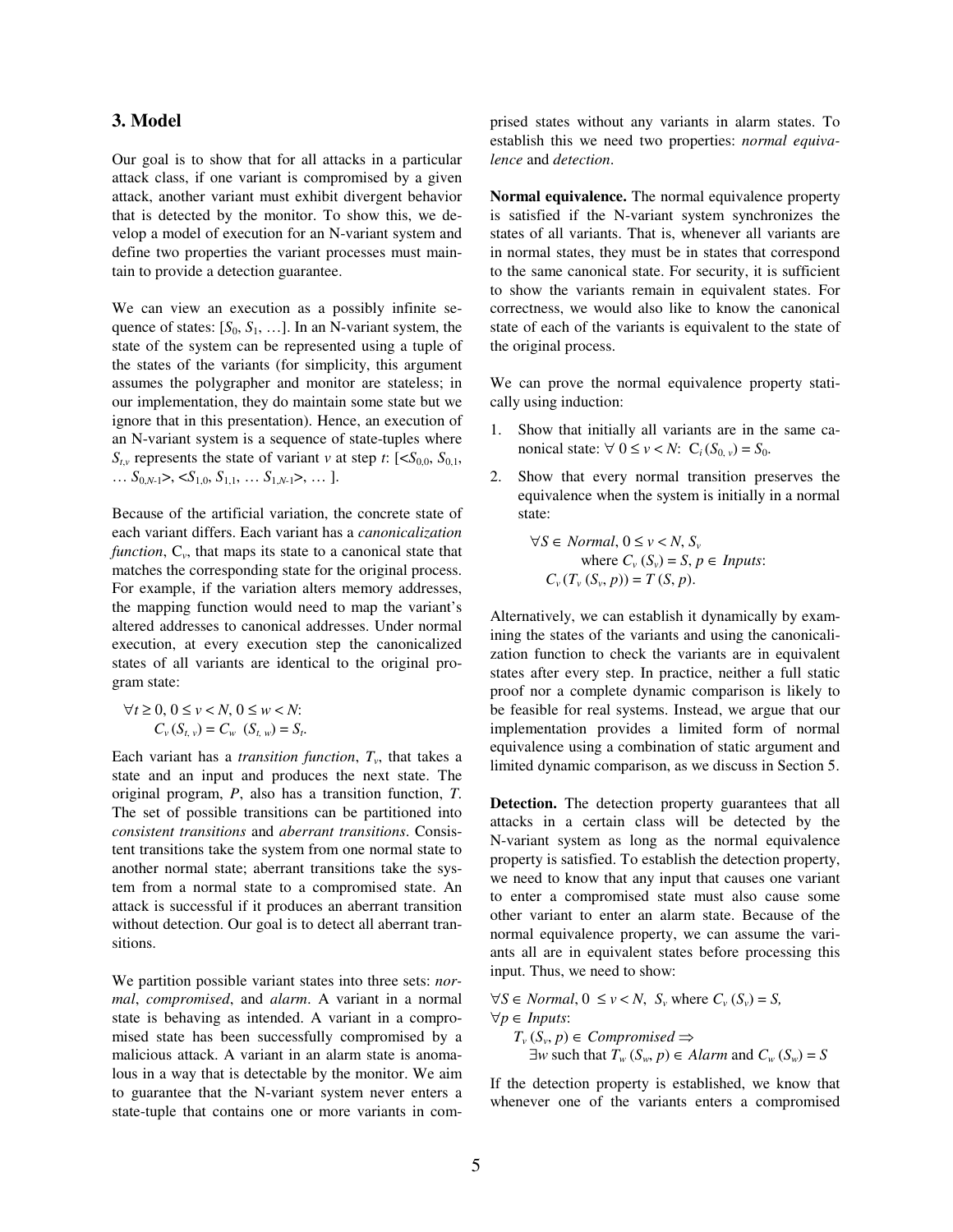## 3. Model

Our goal is to show that for all attacks in a particular attack class, if one variant is compromised by a given attack, another variant must exhibit divergent behavior that is detected by the monitor. To show this, we develop a model of execution for an N-variant system and define two properties the variant processes must maintain to provide a detection guarantee.

We can view an execution as a possibly infinite sequence of states: $[S_0, S_1, \ldots]$. In an N-variant system, the state of the system can be represented using a tuple of the states of the variants (for simplicity, this argument assumes the polygrapher and monitor are stateless; in our implementation, they do maintain some state but we ignore that in this presentation). Hence, an execution of an N-variant system is a sequence of state-tuples where $S_{t,v}$ represents the state of variant $v$ at step $t$: $[<S_{0,0}, S_{0,1}, \ldots S_{0,N-1}>, <S_{1,0}, S_{1,1}, \ldots S_{1,N-1}>, \ldots]$.

Because of the artificial variation, the concrete state of each variant differs. Each variant has a *canonicalization function*, $C_v$, that maps its state to a canonical state that matches the corresponding state for the original process. For example, if the variation alters memory addresses, the mapping function would need to map the variant's altered addresses to canonical addresses. Under normal execution, at every execution step the canonicalized states of all variants are identical to the original program state:

$$\forall t \geq 0, 0 \leq v < N, 0 \leq w < N: \\ C_v(S_{t,v}) = C_w(S_{t,w}) = S_t.$$

Each variant has a *transition function*, $T_v$, that takes a state and an input and produces the next state. The original program, $P$, also has a transition function, $T$. The set of possible transitions can be partitioned into *consistent transitions* and *aberrant transitions*. Consistent transitions take the system from one normal state to another normal state; aberrant transitions take the system from a normal state to a compromised state. An attack is successful if it produces an aberrant transition without detection. Our goal is to detect all aberrant transitions.

We partition possible variant states into three sets: *normal*, *compromised*, and *alarm*. A variant in a normal state is behaving as intended. A variant in a compromised state has been successfully compromised by a malicious attack. A variant in an alarm state is anomalous in a way that is detectable by the monitor. We aim to guarantee that the N-variant system never enters a state-tuple that contains one or more variants in compromised states without any variants in alarm states. To establish this we need two properties: *normal equivalence* and *detection*.

**Normal equivalence.** The normal equivalence property is satisfied if the N-variant system synchronizes the states of all variants. That is, whenever all variants are in normal states, they must be in states that correspond to the same canonical state. For security, it is sufficient to show the variants remain in equivalent states. For correctness, we would also like to know the canonical state of each of the variants is equivalent to the state of the original process.

We can prove the normal equivalence property statically using induction:

1. Show that initially all variants are in the same canonical state: $\forall\ 0 \leq v < N$: $C_i(S_{0,v}) = S_0$.
2. Show that every normal transition preserves the equivalence when the system is initially in a normal state:

$$\forall S \in Normal, 0 \leq v < N, S_v \text{ where } C_v(S_v) = S, p \in Inputs: \\ C_v(T_v(S_v, p)) = T(S, p).$$

Alternatively, we can establish it dynamically by examining the states of the variants and using the canonicalization function to check the variants are in equivalent states after every step. In practice, neither a full static proof nor a complete dynamic comparison is likely to be feasible for real systems. Instead, we argue that our implementation provides a limited form of normal equivalence using a combination of static argument and limited dynamic comparison, as we discuss in Section 5.

**Detection.** The detection property guarantees that all attacks in a certain class will be detected by the N-variant system as long as the normal equivalence property is satisfied. To establish the detection property, we need to know that any input that causes one variant to enter a compromised state must also cause some other variant to enter an alarm state. Because of the normal equivalence property, we can assume the variants all are in equivalent states before processing this input. Thus, we need to show:

$$\forall S \in Normal, 0 \leq v < N, S_v \text{ where } C_v(S_v) = S, \\ \forall p \in Inputs: \\ T_v(S_v, p) \in Compromised \Rightarrow \\ \exists w \text{ such that } T_w(S_w, p) \in Alarm \text{ and } C_w(S_w) = S$$

If the detection property is established, we know that whenever one of the variants enters a compromised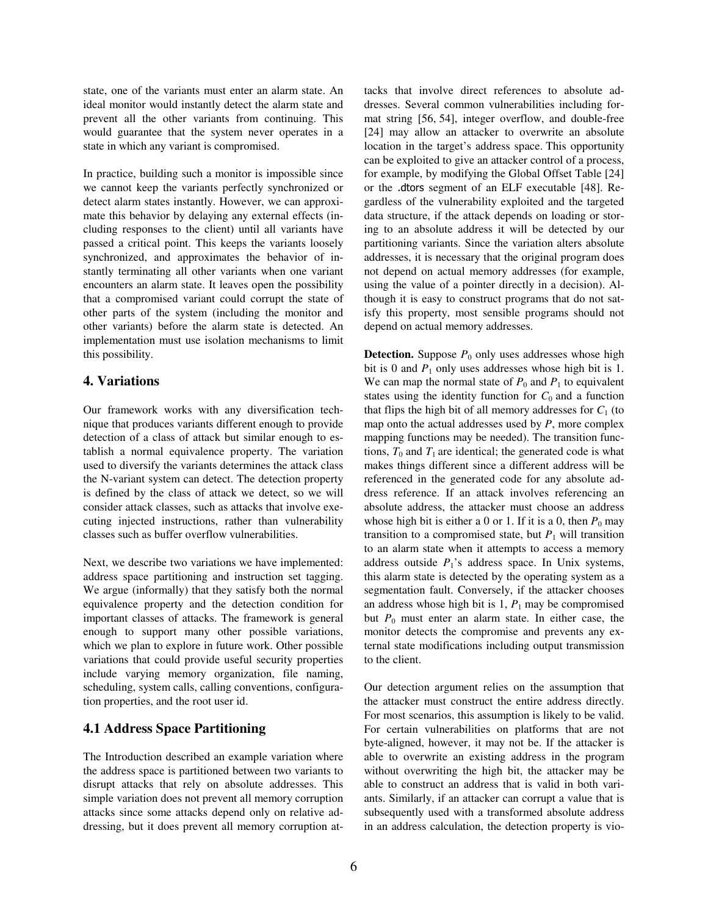state, one of the variants must enter an alarm state. An ideal monitor would instantly detect the alarm state and prevent all the other variants from continuing. This would guarantee that the system never operates in a state in which any variant is compromised.

In practice, building such a monitor is impossible since we cannot keep the variants perfectly synchronized or detect alarm states instantly. However, we can approximate this behavior by delaying any external effects (including responses to the client) until all variants have passed a critical point. This keeps the variants loosely synchronized, and approximates the behavior of instantly terminating all other variants when one variant encounters an alarm state. It leaves open the possibility that a compromised variant could corrupt the state of other parts of the system (including the monitor and other variants) before the alarm state is detected. An implementation must use isolation mechanisms to limit this possibility.

## 4. Variations

Our framework works with any diversification technique that produces variants different enough to provide detection of a class of attack but similar enough to establish a normal equivalence property. The variation used to diversify the variants determines the attack class the N-variant system can detect. The detection property is defined by the class of attack we detect, so we will consider attack classes, such as attacks that involve executing injected instructions, rather than vulnerability classes such as buffer overflow vulnerabilities.

Next, we describe two variations we have implemented: address space partitioning and instruction set tagging. We argue (informally) that they satisfy both the normal equivalence property and the detection condition for important classes of attacks. The framework is general enough to support many other possible variations, which we plan to explore in future work. Other possible variations that could provide useful security properties include varying memory organization, file naming, scheduling, system calls, calling conventions, configuration properties, and the root user id.

### 4.1 Address Space Partitioning

The Introduction described an example variation where the address space is partitioned between two variants to disrupt attacks that rely on absolute addresses. This simple variation does not prevent all memory corruption attacks since some attacks depend only on relative addressing, but it does prevent all memory corruption attacks that involve direct references to absolute addresses. Several common vulnerabilities including format string [56, 54], integer overflow, and double-free [24] may allow an attacker to overwrite an absolute location in the target's address space. This opportunity can be exploited to give an attacker control of a process, for example, by modifying the Global Offset Table [24] or the .dtors segment of an ELF executable [48]. Regardless of the vulnerability exploited and the targeted data structure, if the attack depends on loading or storing to an absolute address it will be detected by our partitioning variants. Since the variation alters absolute addresses, it is necessary that the original program does not depend on actual memory addresses (for example, using the value of a pointer directly in a decision). Although it is easy to construct programs that do not satisfy this property, most sensible programs should not depend on actual memory addresses.

**Detection.** Suppose $P_0$ only uses addresses whose high bit is 0 and $P_1$ only uses addresses whose high bit is 1. We can map the normal state of $P_0$ and $P_1$ to equivalent states using the identity function for $C_0$ and a function that flips the high bit of all memory addresses for $C_1$ (to map onto the actual addresses used by $P$, more complex mapping functions may be needed). The transition functions, $T_0$ and $T_1$ are identical; the generated code is what makes things different since a different address will be referenced in the generated code for any absolute address reference. If an attack involves referencing an absolute address, the attacker must choose an address whose high bit is either a 0 or 1. If it is a 0, then $P_0$ may transition to a compromised state, but $P_1$ will transition to an alarm state when it attempts to access a memory address outside $P_1$'s address space. In Unix systems, this alarm state is detected by the operating system as a segmentation fault. Conversely, if the attacker chooses an address whose high bit is 1, $P_1$ may be compromised but $P_0$ must enter an alarm state. In either case, the monitor detects the compromise and prevents any external state modifications including output transmission to the client.

Our detection argument relies on the assumption that the attacker must construct the entire address directly. For most scenarios, this assumption is likely to be valid. For certain vulnerabilities on platforms that are not byte-aligned, however, it may not be. If the attacker is able to overwrite an existing address in the program without overwriting the high bit, the attacker may be able to construct an address that is valid in both variants. Similarly, if an attacker can corrupt a value that is subsequently used with a transformed absolute address in an address calculation, the detection property is vio-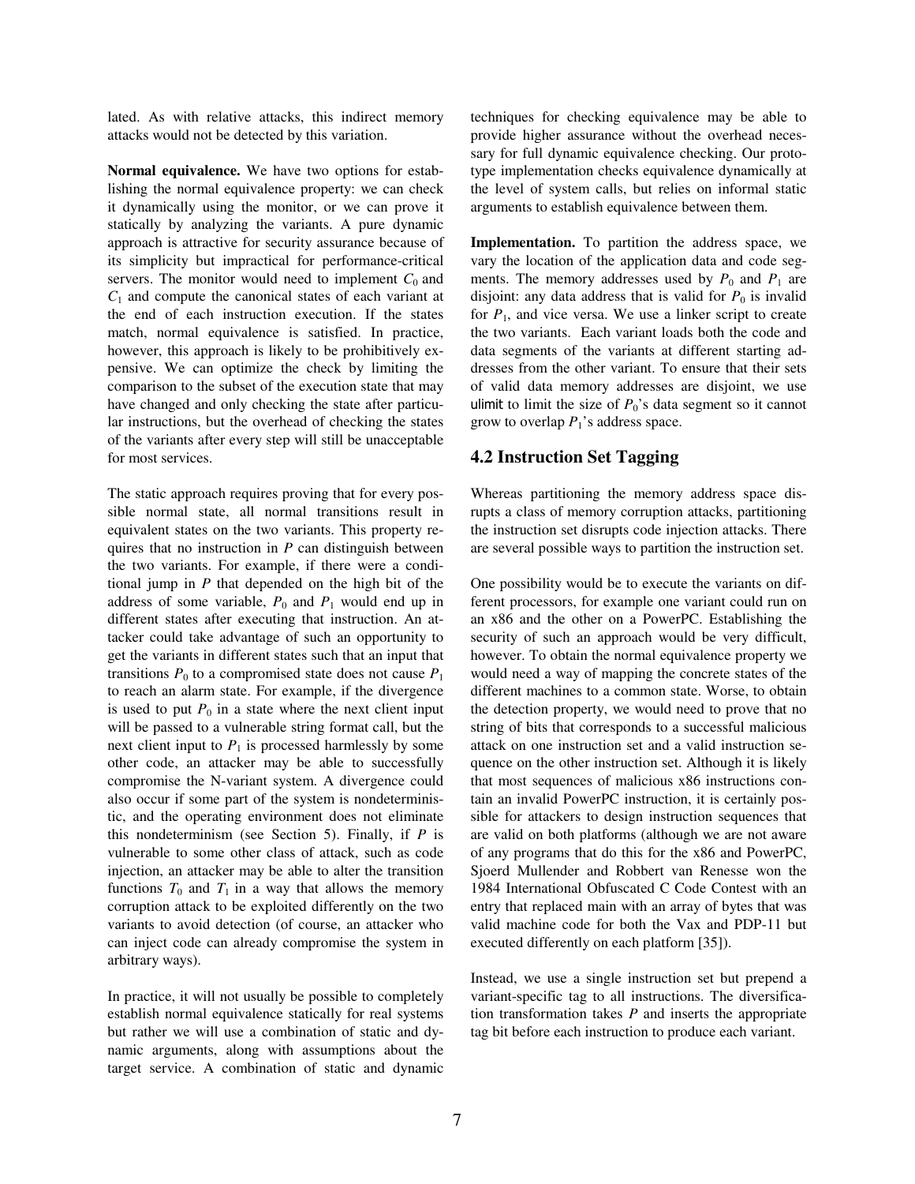lated. As with relative attacks, this indirect memory attacks would not be detected by this variation.

**Normal equivalence.** We have two options for establishing the normal equivalence property: we can check it dynamically using the monitor, or we can prove it statically by analyzing the variants. A pure dynamic approach is attractive for security assurance because of its simplicity but impractical for performance-critical servers. The monitor would need to implement $C_0$ and $C_1$ and compute the canonical states of each variant at the end of each instruction execution. If the states match, normal equivalence is satisfied. In practice, however, this approach is likely to be prohibitively expensive. We can optimize the check by limiting the comparison to the subset of the execution state that may have changed and only checking the state after particular instructions, but the overhead of checking the states of the variants after every step will still be unacceptable for most services.

The static approach requires proving that for every possible normal state, all normal transitions result in equivalent states on the two variants. This property requires that no instruction in $P$ can distinguish between the two variants. For example, if there were a conditional jump in $P$ that depended on the high bit of the address of some variable, $P_0$ and $P_1$ would end up in different states after executing that instruction. An attacker could take advantage of such an opportunity to get the variants in different states such that an input that transitions $P_0$ to a compromised state does not cause $P_1$ to reach an alarm state. For example, if the divergence is used to put $P_0$ in a state where the next client input will be passed to a vulnerable string format call, but the next client input to $P_1$ is processed harmlessly by some other code, an attacker may be able to successfully compromise the N-variant system. A divergence could also occur if some part of the system is nondeterministic, and the operating environment does not eliminate this nondeterminism (see Section 5). Finally, if $P$ is vulnerable to some other class of attack, such as code injection, an attacker may be able to alter the transition functions $T_0$ and $T_1$ in a way that allows the memory corruption attack to be exploited differently on the two variants to avoid detection (of course, an attacker who can inject code can already compromise the system in arbitrary ways).

In practice, it will not usually be possible to completely establish normal equivalence statically for real systems but rather we will use a combination of static and dynamic arguments, along with assumptions about the target service. A combination of static and dynamic techniques for checking equivalence may be able to provide higher assurance without the overhead necessary for full dynamic equivalence checking. Our prototype implementation checks equivalence dynamically at the level of system calls, but relies on informal static arguments to establish equivalence between them.

**Implementation.** To partition the address space, we vary the location of the application data and code segments. The memory addresses used by $P_0$ and $P_1$ are disjoint: any data address that is valid for $P_0$ is invalid for $P_1$, and vice versa. We use a linker script to create the two variants. Each variant loads both the code and data segments of the variants at different starting addresses from the other variant. To ensure that their sets of valid data memory addresses are disjoint, we use ulimit to limit the size of $P_0$'s data segment so it cannot grow to overlap $P_1$'s address space.

## 4.2 Instruction Set Tagging

Whereas partitioning the memory address space disrupts a class of memory corruption attacks, partitioning the instruction set disrupts code injection attacks. There are several possible ways to partition the instruction set.

One possibility would be to execute the variants on different processors, for example one variant could run on an x86 and the other on a PowerPC. Establishing the security of such an approach would be very difficult, however. To obtain the normal equivalence property we would need a way of mapping the concrete states of the different machines to a common state. Worse, to obtain the detection property, we would need to prove that no string of bits that corresponds to a successful malicious attack on one instruction set and a valid instruction sequence on the other instruction set. Although it is likely that most sequences of malicious x86 instructions contain an invalid PowerPC instruction, it is certainly possible for attackers to design instruction sequences that are valid on both platforms (although we are not aware of any programs that do this for the x86 and PowerPC, Sjoerd Mullender and Robbert van Renesse won the 1984 International Obfuscated C Code Contest with an entry that replaced main with an array of bytes that was valid machine code for both the Vax and PDP-11 but executed differently on each platform [35]).

Instead, we use a single instruction set but prepend a variant-specific tag to all instructions. The diversification transformation takes $P$ and inserts the appropriate tag bit before each instruction to produce each variant.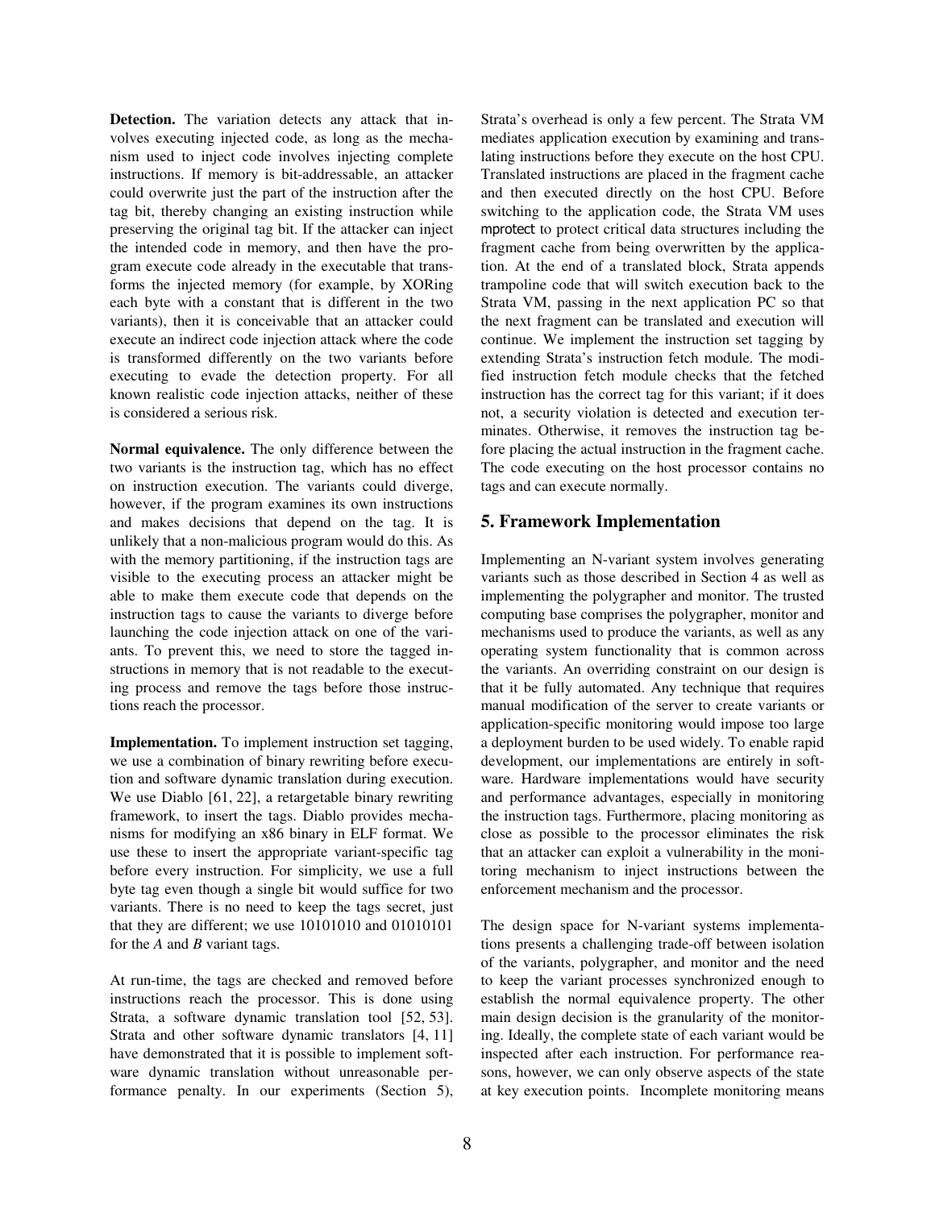**Detection.** The variation detects any attack that involves executing injected code, as long as the mechanism used to inject code involves injecting complete instructions. If memory is bit-addressable, an attacker could overwrite just the part of the instruction after the tag bit, thereby changing an existing instruction while preserving the original tag bit. If the attacker can inject the intended code in memory, and then have the program execute code already in the executable that transforms the injected memory (for example, by XORing each byte with a constant that is different in the two variants), then it is conceivable that an attacker could execute an indirect code injection attack where the code is transformed differently on the two variants before executing to evade the detection property. For all known realistic code injection attacks, neither of these is considered a serious risk.

**Normal equivalence.** The only difference between the two variants is the instruction tag, which has no effect on instruction execution. The variants could diverge, however, if the program examines its own instructions and makes decisions that depend on the tag. It is unlikely that a non-malicious program would do this. As with the memory partitioning, if the instruction tags are visible to the executing process an attacker might be able to make them execute code that depends on the instruction tags to cause the variants to diverge before launching the code injection attack on one of the variants. To prevent this, we need to store the tagged instructions in memory that is not readable to the executing process and remove the tags before those instructions reach the processor.

**Implementation.** To implement instruction set tagging, we use a combination of binary rewriting before execution and software dynamic translation during execution. We use Diablo [61, 22], a retargetable binary rewriting framework, to insert the tags. Diablo provides mechanisms for modifying an x86 binary in ELF format. We use these to insert the appropriate variant-specific tag before every instruction. For simplicity, we use a full byte tag even though a single bit would suffice for two variants. There is no need to keep the tags secret, just that they are different; we use 10101010 and 01010101 for the *A* and *B* variant tags.

At run-time, the tags are checked and removed before instructions reach the processor. This is done using Strata, a software dynamic translation tool [52, 53]. Strata and other software dynamic translators [4, 11] have demonstrated that it is possible to implement software dynamic translation without unreasonable performance penalty. In our experiments (Section 5), Strata's overhead is only a few percent. The Strata VM mediates application execution by examining and translating instructions before they execute on the host CPU. Translated instructions are placed in the fragment cache and then executed directly on the host CPU. Before switching to the application code, the Strata VM uses mprotect to protect critical data structures including the fragment cache from being overwritten by the application. At the end of a translated block, Strata appends trampoline code that will switch execution back to the Strata VM, passing in the next application PC so that the next fragment can be translated and execution will continue. We implement the instruction set tagging by extending Strata's instruction fetch module. The modified instruction fetch module checks that the fetched instruction has the correct tag for this variant; if it does not, a security violation is detected and execution terminates. Otherwise, it removes the instruction tag before placing the actual instruction in the fragment cache. The code executing on the host processor contains no tags and can execute normally.

## 5. Framework Implementation

Implementing an N-variant system involves generating variants such as those described in Section 4 as well as implementing the polygrapher and monitor. The trusted computing base comprises the polygrapher, monitor and mechanisms used to produce the variants, as well as any operating system functionality that is common across the variants. An overriding constraint on our design is that it be fully automated. Any technique that requires manual modification of the server to create variants or application-specific monitoring would impose too large a deployment burden to be used widely. To enable rapid development, our implementations are entirely in software. Hardware implementations would have security and performance advantages, especially in monitoring the instruction tags. Furthermore, placing monitoring as close as possible to the processor eliminates the risk that an attacker can exploit a vulnerability in the monitoring mechanism to inject instructions between the enforcement mechanism and the processor.

The design space for N-variant systems implementations presents a challenging trade-off between isolation of the variants, polygrapher, and monitor and the need to keep the variant processes synchronized enough to establish the normal equivalence property. The other main design decision is the granularity of the monitoring. Ideally, the complete state of each variant would be inspected after each instruction. For performance reasons, however, we can only observe aspects of the state at key execution points. Incomplete monitoring means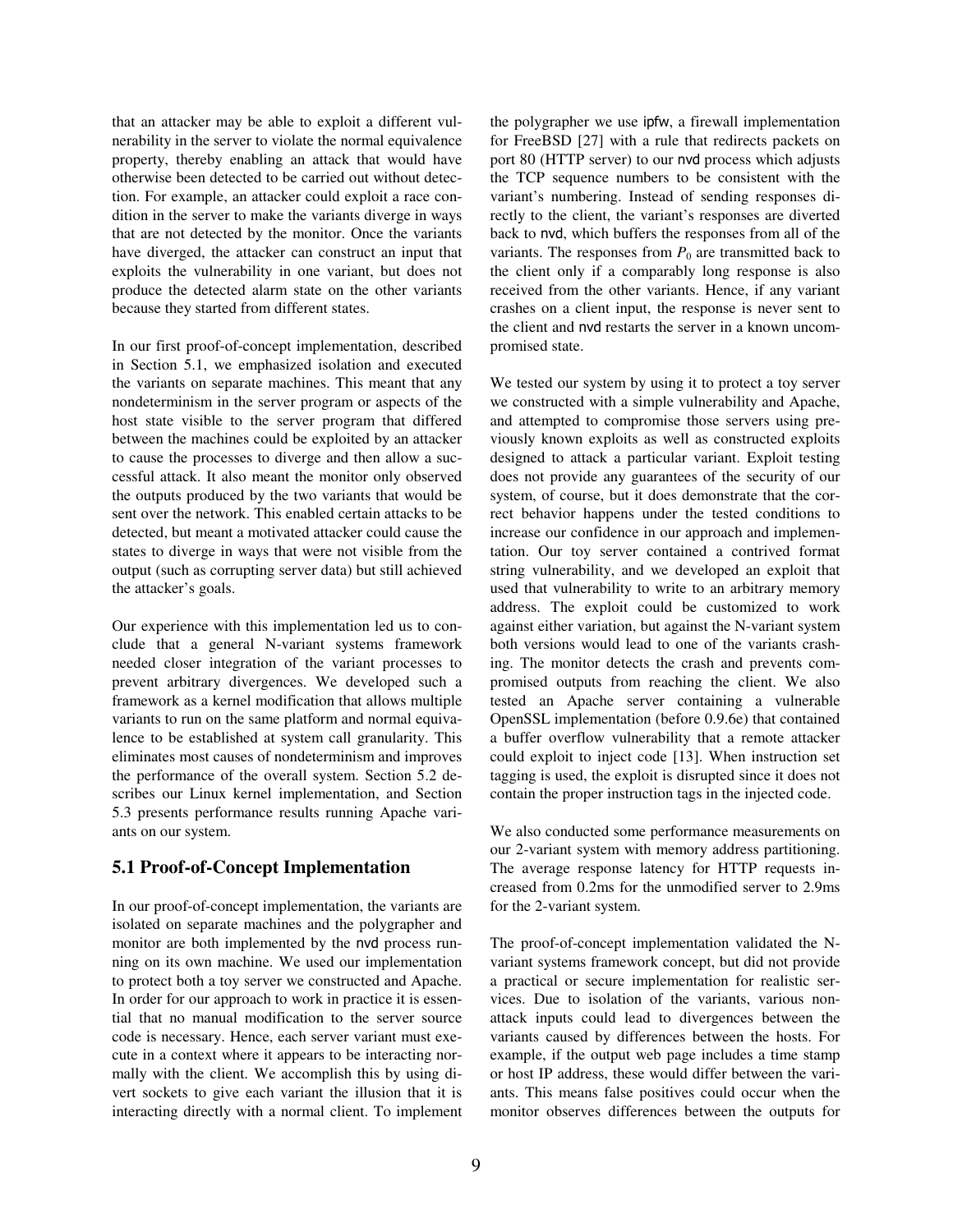that an attacker may be able to exploit a different vulnerability in the server to violate the normal equivalence property, thereby enabling an attack that would have otherwise been detected to be carried out without detection. For example, an attacker could exploit a race condition in the server to make the variants diverge in ways that are not detected by the monitor. Once the variants have diverged, the attacker can construct an input that exploits the vulnerability in one variant, but does not produce the detected alarm state on the other variants because they started from different states.

In our first proof-of-concept implementation, described in Section 5.1, we emphasized isolation and executed the variants on separate machines. This meant that any nondeterminism in the server program or aspects of the host state visible to the server program that differed between the machines could be exploited by an attacker to cause the processes to diverge and then allow a successful attack. It also meant the monitor only observed the outputs produced by the two variants that would be sent over the network. This enabled certain attacks to be detected, but meant a motivated attacker could cause the states to diverge in ways that were not visible from the output (such as corrupting server data) but still achieved the attacker's goals.

Our experience with this implementation led us to conclude that a general N-variant systems framework needed closer integration of the variant processes to prevent arbitrary divergences. We developed such a framework as a kernel modification that allows multiple variants to run on the same platform and normal equivalence to be established at system call granularity. This eliminates most causes of nondeterminism and improves the performance of the overall system. Section 5.2 describes our Linux kernel implementation, and Section 5.3 presents performance results running Apache variants on our system.

## 5.1 Proof-of-Concept Implementation

In our proof-of-concept implementation, the variants are isolated on separate machines and the polygrapher and monitor are both implemented by the nvd process running on its own machine. We used our implementation to protect both a toy server we constructed and Apache. In order for our approach to work in practice it is essential that no manual modification to the server source code is necessary. Hence, each server variant must execute in a context where it appears to be interacting normally with the client. We accomplish this by using divert sockets to give each variant the illusion that it is interacting directly with a normal client. To implement the polygrapher we use ipfw, a firewall implementation for FreeBSD [27] with a rule that redirects packets on port 80 (HTTP server) to our nvd process which adjusts the TCP sequence numbers to be consistent with the variant's numbering. Instead of sending responses directly to the client, the variant's responses are diverted back to nvd, which buffers the responses from all of the variants. The responses from $P_0$ are transmitted back to the client only if a comparably long response is also received from the other variants. Hence, if any variant crashes on a client input, the response is never sent to the client and nvd restarts the server in a known uncompromised state.

We tested our system by using it to protect a toy server we constructed with a simple vulnerability and Apache, and attempted to compromise those servers using previously known exploits as well as constructed exploits designed to attack a particular variant. Exploit testing does not provide any guarantees of the security of our system, of course, but it does demonstrate that the correct behavior happens under the tested conditions to increase our confidence in our approach and implementation. Our toy server contained a contrived format string vulnerability, and we developed an exploit that used that vulnerability to write to an arbitrary memory address. The exploit could be customized to work against either variation, but against the N-variant system both versions would lead to one of the variants crashing. The monitor detects the crash and prevents compromised outputs from reaching the client. We also tested an Apache server containing a vulnerable OpenSSL implementation (before 0.9.6e) that contained a buffer overflow vulnerability that a remote attacker could exploit to inject code [13]. When instruction set tagging is used, the exploit is disrupted since it does not contain the proper instruction tags in the injected code.

We also conducted some performance measurements on our 2-variant system with memory address partitioning. The average response latency for HTTP requests increased from 0.2ms for the unmodified server to 2.9ms for the 2-variant system.

The proof-of-concept implementation validated the N-variant systems framework concept, but did not provide a practical or secure implementation for realistic services. Due to isolation of the variants, various non-attack inputs could lead to divergences between the variants caused by differences between the hosts. For example, if the output web page includes a time stamp or host IP address, these would differ between the variants. This means false positives could occur when the monitor observes differences between the outputs for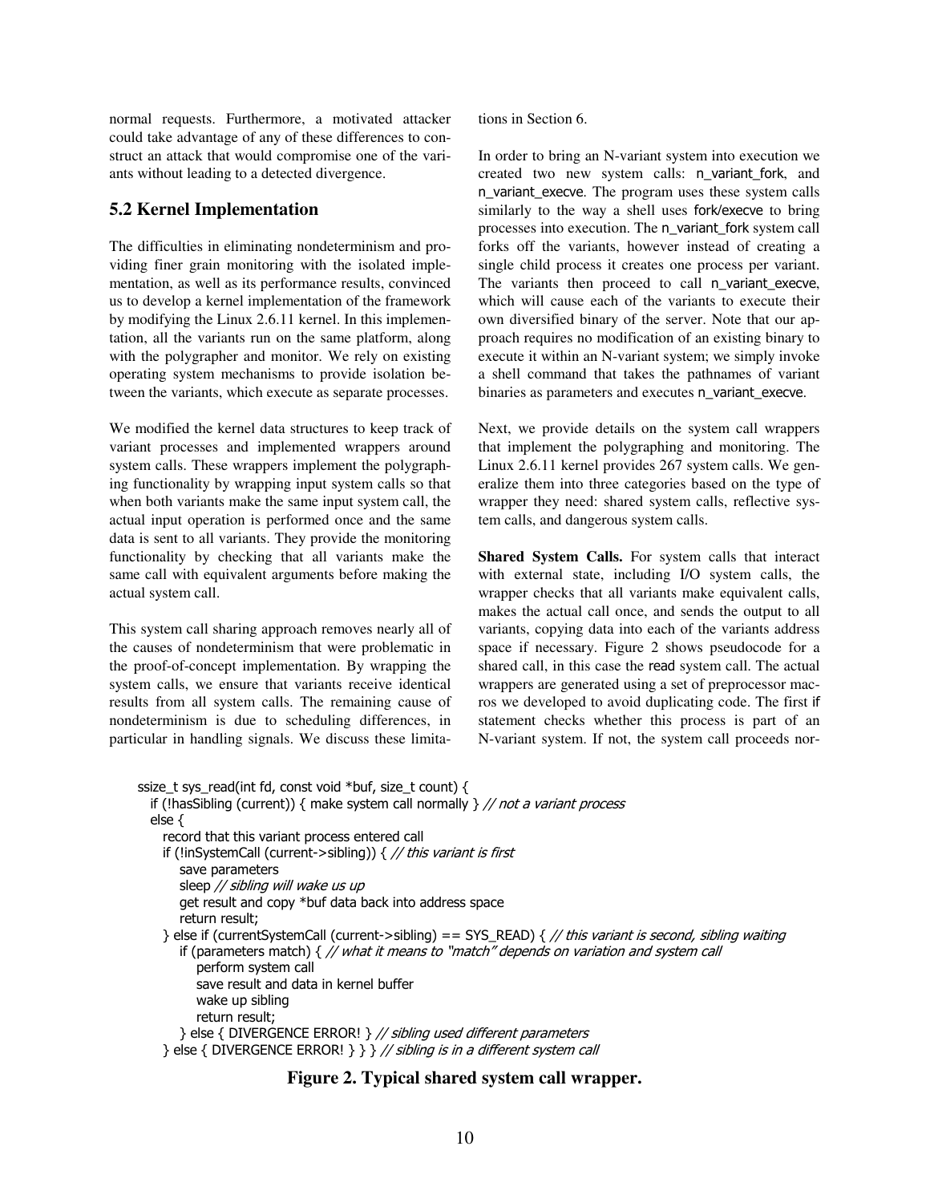normal requests. Furthermore, a motivated attacker could take advantage of any of these differences to construct an attack that would compromise one of the variants without leading to a detected divergence.

## 5.2 Kernel Implementation

The difficulties in eliminating nondeterminism and providing finer grain monitoring with the isolated implementation, as well as its performance results, convinced us to develop a kernel implementation of the framework by modifying the Linux 2.6.11 kernel. In this implementation, all the variants run on the same platform, along with the polygrapher and monitor. We rely on existing operating system mechanisms to provide isolation between the variants, which execute as separate processes.

We modified the kernel data structures to keep track of variant processes and implemented wrappers around system calls. These wrappers implement the polygraphing functionality by wrapping input system calls so that when both variants make the same input system call, the actual input operation is performed once and the same data is sent to all variants. They provide the monitoring functionality by checking that all variants make the same call with equivalent arguments before making the actual system call.

This system call sharing approach removes nearly all of the causes of nondeterminism that were problematic in the proof-of-concept implementation. By wrapping the system calls, we ensure that variants receive identical results from all system calls. The remaining cause of nondeterminism is due to scheduling differences, in particular in handling signals. We discuss these limitations in Section 6.

In order to bring an N-variant system into execution we created two new system calls: n_variant_fork, and n_variant_execve. The program uses these system calls similarly to the way a shell uses fork/execve to bring processes into execution. The n_variant_fork system call forks off the variants, however instead of creating a single child process it creates one process per variant. The variants then proceed to call n_variant_execve, which will cause each of the variants to execute their own diversified binary of the server. Note that our approach requires no modification of an existing binary to execute it within an N-variant system; we simply invoke a shell command that takes the pathnames of variant binaries as parameters and executes n_variant_execve.

Next, we provide details on the system call wrappers that implement the polygraphing and monitoring. The Linux 2.6.11 kernel provides 267 system calls. We generalize them into three categories based on the type of wrapper they need: shared system calls, reflective system calls, and dangerous system calls.

**Shared System Calls.** For system calls that interact with external state, including I/O system calls, the wrapper checks that all variants make equivalent calls, makes the actual call once, and sends the output to all variants, copying data into each of the variants address space if necessary. Figure 2 shows pseudocode for a shared call, in this case the read system call. The actual wrappers are generated using a set of preprocessor macros we developed to avoid duplicating code. The first if statement checks whether this process is part of an N-variant system. If not, the system call proceeds nor-

```
ssize_t sys_read(int fd, const void *buf, size_t count) {
  if (!hasSibling (current)) { make system call normally } // not a variant process
  else {
    record that this variant process entered call
    if (!inSystemCall (current->sibling)) { // this variant is first
       save parameters
       sleep // sibling will wake us up
       get result and copy *buf data back into address space
       return result;
    } else if (currentSystemCall (current->sibling) == SYS_READ) { // this variant is second, sibling waiting
       if (parameters match) { // what it means to "match" depends on variation and system call
          perform system call
          save result and data in kernel buffer
          wake up sibling
          return result;
       } else { DIVERGENCE ERROR! } // sibling used different parameters
    } else { DIVERGENCE ERROR! } } } // sibling is in a different system call
```

**Figure 2. Typical shared system call wrapper.**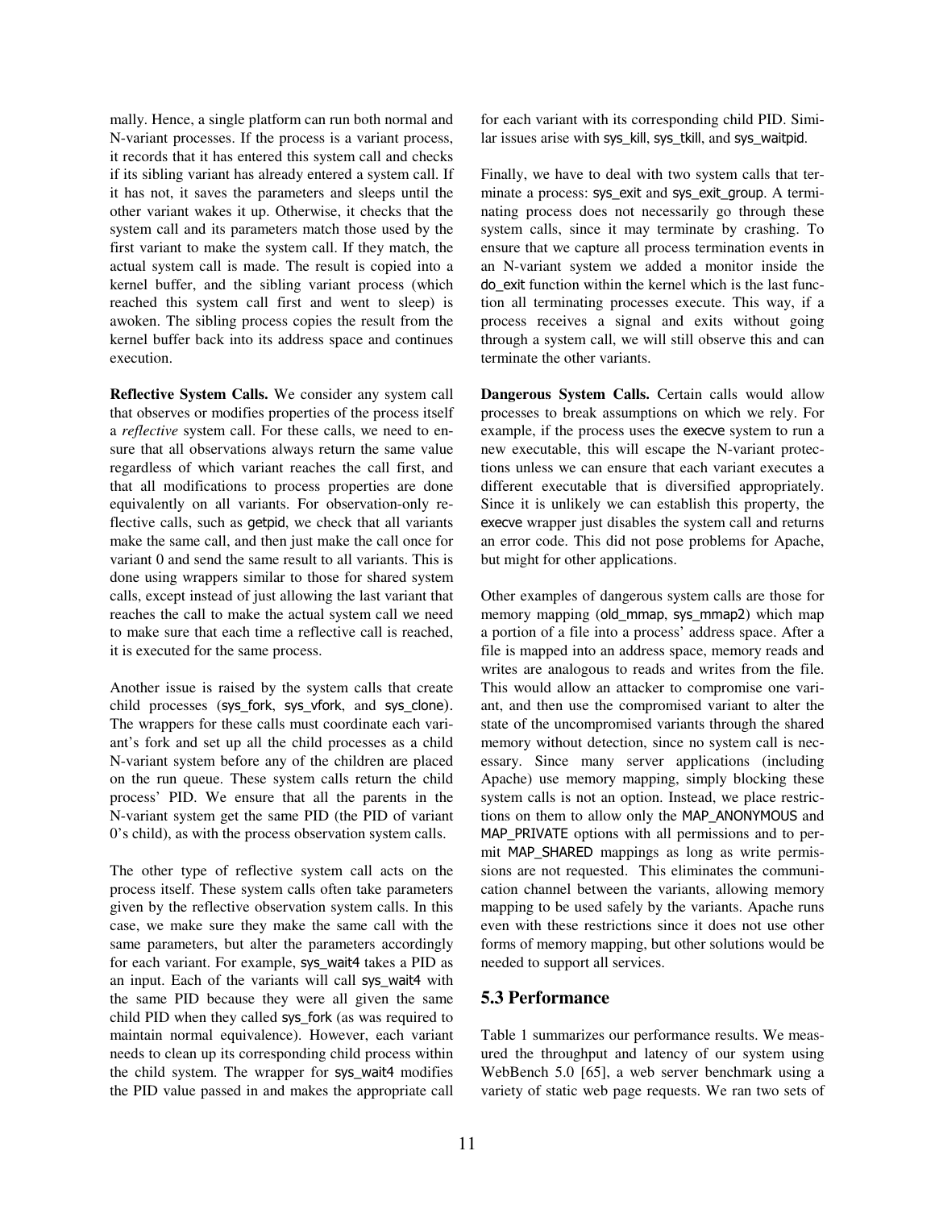mally. Hence, a single platform can run both normal and N-variant processes. If the process is a variant process, it records that it has entered this system call and checks if its sibling variant has already entered a system call. If it has not, it saves the parameters and sleeps until the other variant wakes it up. Otherwise, it checks that the system call and its parameters match those used by the first variant to make the system call. If they match, the actual system call is made. The result is copied into a kernel buffer, and the sibling variant process (which reached this system call first and went to sleep) is awoken. The sibling process copies the result from the kernel buffer back into its address space and continues execution.

**Reflective System Calls.** We consider any system call that observes or modifies properties of the process itself a *reflective* system call. For these calls, we need to ensure that all observations always return the same value regardless of which variant reaches the call first, and that all modifications to process properties are done equivalently on all variants. For observation-only reflective calls, such as getpid, we check that all variants make the same call, and then just make the call once for variant 0 and send the same result to all variants. This is done using wrappers similar to those for shared system calls, except instead of just allowing the last variant that reaches the call to make the actual system call we need to make sure that each time a reflective call is reached, it is executed for the same process.

Another issue is raised by the system calls that create child processes (sys_fork, sys_vfork, and sys_clone). The wrappers for these calls must coordinate each variant's fork and set up all the child processes as a child N-variant system before any of the children are placed on the run queue. These system calls return the child process' PID. We ensure that all the parents in the N-variant system get the same PID (the PID of variant 0's child), as with the process observation system calls.

The other type of reflective system call acts on the process itself. These system calls often take parameters given by the reflective observation system calls. In this case, we make sure they make the same call with the same parameters, but alter the parameters accordingly for each variant. For example, sys_wait4 takes a PID as an input. Each of the variants will call sys_wait4 with the same PID because they were all given the same child PID when they called sys_fork (as was required to maintain normal equivalence). However, each variant needs to clean up its corresponding child process within the child system. The wrapper for sys_wait4 modifies the PID value passed in and makes the appropriate call for each variant with its corresponding child PID. Similar issues arise with sys_kill, sys_tkill, and sys_waitpid.

Finally, we have to deal with two system calls that terminate a process: sys_exit and sys_exit_group. A terminating process does not necessarily go through these system calls, since it may terminate by crashing. To ensure that we capture all process termination events in an N-variant system we added a monitor inside the do_exit function within the kernel which is the last function all terminating processes execute. This way, if a process receives a signal and exits without going through a system call, we will still observe this and can terminate the other variants.

**Dangerous System Calls.** Certain calls would allow processes to break assumptions on which we rely. For example, if the process uses the execve system to run a new executable, this will escape the N-variant protections unless we can ensure that each variant executes a different executable that is diversified appropriately. Since it is unlikely we can establish this property, the execve wrapper just disables the system call and returns an error code. This did not pose problems for Apache, but might for other applications.

Other examples of dangerous system calls are those for memory mapping (old_mmap, sys_mmap2) which map a portion of a file into a process' address space. After a file is mapped into an address space, memory reads and writes are analogous to reads and writes from the file. This would allow an attacker to compromise one variant, and then use the compromised variant to alter the state of the uncompromised variants through the shared memory without detection, since no system call is necessary. Since many server applications (including Apache) use memory mapping, simply blocking these system calls is not an option. Instead, we place restrictions on them to allow only the MAP_ANONYMOUS and MAP_PRIVATE options with all permissions and to permit MAP_SHARED mappings as long as write permissions are not requested. This eliminates the communication channel between the variants, allowing memory mapping to be used safely by the variants. Apache runs even with these restrictions since it does not use other forms of memory mapping, but other solutions would be needed to support all services.

## 5.3 Performance

Table 1 summarizes our performance results. We measured the throughput and latency of our system using WebBench 5.0 [65], a web server benchmark using a variety of static web page requests. We ran two sets of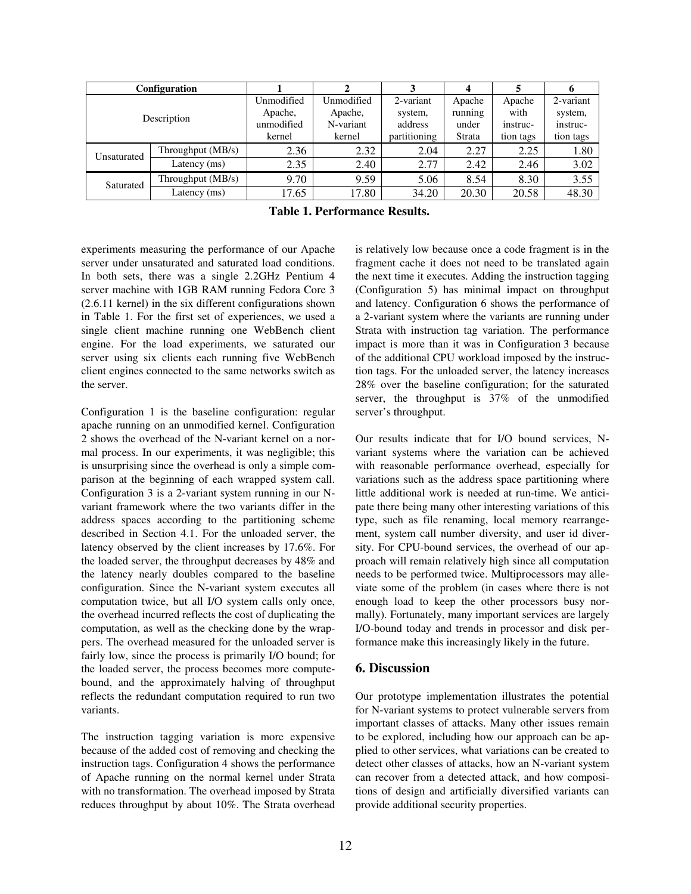| Configuration | | 1 | 2 | 3 | 4 | 5 | 6 |
|---|---|---|---|---|---|---|---|
| Description | | Unmodified Apache, unmodified kernel | Unmodified Apache, N-variant kernel | 2-variant system, address partitioning | Apache running under Strata | Apache with instruction tags | 2-variant system, instruction tags |
| Unsaturated | Throughput (MB/s) | 2.36 | 2.32 | 2.04 | 2.27 | 2.25 | 1.80 |
| | Latency (ms) | 2.35 | 2.40 | 2.77 | 2.42 | 2.46 | 3.02 |
| Saturated | Throughput (MB/s) | 9.70 | 9.59 | 5.06 | 8.54 | 8.30 | 3.55 |
| | Latency (ms) | 17.65 | 17.80 | 34.20 | 20.30 | 20.58 | 48.30 |

**Table 1. Performance Results.**

experiments measuring the performance of our Apache server under unsaturated and saturated load conditions. In both sets, there was a single 2.2GHz Pentium 4 server machine with 1GB RAM running Fedora Core 3 (2.6.11 kernel) in the six different configurations shown in Table 1. For the first set of experiences, we used a single client machine running one WebBench client engine. For the load experiments, we saturated our server using six clients each running five WebBench client engines connected to the same networks switch as the server.

Configuration 1 is the baseline configuration: regular apache running on an unmodified kernel. Configuration 2 shows the overhead of the N-variant kernel on a normal process. In our experiments, it was negligible; this is unsurprising since the overhead is only a simple comparison at the beginning of each wrapped system call. Configuration 3 is a 2-variant system running in our N-variant framework where the two variants differ in the address spaces according to the partitioning scheme described in Section 4.1. For the unloaded server, the latency observed by the client increases by 17.6%. For the loaded server, the throughput decreases by 48% and the latency nearly doubles compared to the baseline configuration. Since the N-variant system executes all computation twice, but all I/O system calls only once, the overhead incurred reflects the cost of duplicating the computation, as well as the checking done by the wrappers. The overhead measured for the unloaded server is fairly low, since the process is primarily I/O bound; for the loaded server, the process becomes more compute-bound, and the approximately halving of throughput reflects the redundant computation required to run two variants.

The instruction tagging variation is more expensive because of the added cost of removing and checking the instruction tags. Configuration 4 shows the performance of Apache running on the normal kernel under Strata with no transformation. The overhead imposed by Strata reduces throughput by about 10%. The Strata overhead is relatively low because once a code fragment is in the fragment cache it does not need to be translated again the next time it executes. Adding the instruction tagging (Configuration 5) has minimal impact on throughput and latency. Configuration 6 shows the performance of a 2-variant system where the variants are running under Strata with instruction tag variation. The performance impact is more than it was in Configuration 3 because of the additional CPU workload imposed by the instruction tags. For the unloaded server, the latency increases 28% over the baseline configuration; for the saturated server, the throughput is 37% of the unmodified server's throughput.

Our results indicate that for I/O bound services, N-variant systems where the variation can be achieved with reasonable performance overhead, especially for variations such as the address space partitioning where little additional work is needed at run-time. We anticipate there being many other interesting variations of this type, such as file renaming, local memory rearrangement, system call number diversity, and user id diversity. For CPU-bound services, the overhead of our approach will remain relatively high since all computation needs to be performed twice. Multiprocessors may alleviate some of the problem (in cases where there is not enough load to keep the other processors busy normally). Fortunately, many important services are largely I/O-bound today and trends in processor and disk performance make this increasingly likely in the future.

## 6. Discussion

Our prototype implementation illustrates the potential for N-variant systems to protect vulnerable servers from important classes of attacks. Many other issues remain to be explored, including how our approach can be applied to other services, what variations can be created to detect other classes of attacks, how an N-variant system can recover from a detected attack, and how compositions of design and artificially diversified variants can provide additional security properties.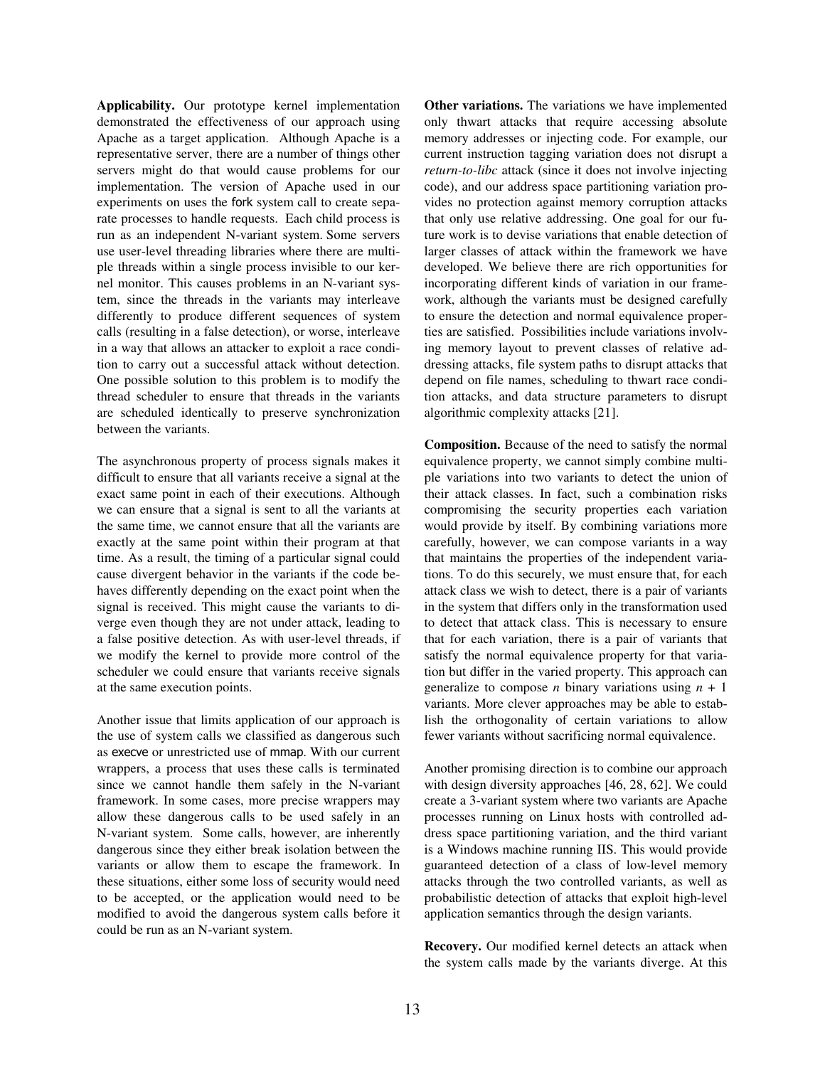**Applicability.** Our prototype kernel implementation demonstrated the effectiveness of our approach using Apache as a target application. Although Apache is a representative server, there are a number of things other servers might do that would cause problems for our implementation. The version of Apache used in our experiments on uses the fork system call to create separate processes to handle requests. Each child process is run as an independent N-variant system. Some servers use user-level threading libraries where there are multiple threads within a single process invisible to our kernel monitor. This causes problems in an N-variant system, since the threads in the variants may interleave differently to produce different sequences of system calls (resulting in a false detection), or worse, interleave in a way that allows an attacker to exploit a race condition to carry out a successful attack without detection. One possible solution to this problem is to modify the thread scheduler to ensure that threads in the variants are scheduled identically to preserve synchronization between the variants.

The asynchronous property of process signals makes it difficult to ensure that all variants receive a signal at the exact same point in each of their executions. Although we can ensure that a signal is sent to all the variants at the same time, we cannot ensure that all the variants are exactly at the same point within their program at that time. As a result, the timing of a particular signal could cause divergent behavior in the variants if the code behaves differently depending on the exact point when the signal is received. This might cause the variants to diverge even though they are not under attack, leading to a false positive detection. As with user-level threads, if we modify the kernel to provide more control of the scheduler we could ensure that variants receive signals at the same execution points.

Another issue that limits application of our approach is the use of system calls we classified as dangerous such as execve or unrestricted use of mmap. With our current wrappers, a process that uses these calls is terminated since we cannot handle them safely in the N-variant framework. In some cases, more precise wrappers may allow these dangerous calls to be used safely in an N-variant system. Some calls, however, are inherently dangerous since they either break isolation between the variants or allow them to escape the framework. In these situations, either some loss of security would need to be accepted, or the application would need to be modified to avoid the dangerous system calls before it could be run as an N-variant system.

**Other variations.** The variations we have implemented only thwart attacks that require accessing absolute memory addresses or injecting code. For example, our current instruction tagging variation does not disrupt a *return-to-libc* attack (since it does not involve injecting code), and our address space partitioning variation provides no protection against memory corruption attacks that only use relative addressing. One goal for our future work is to devise variations that enable detection of larger classes of attack within the framework we have developed. We believe there are rich opportunities for incorporating different kinds of variation in our framework, although the variants must be designed carefully to ensure the detection and normal equivalence properties are satisfied. Possibilities include variations involving memory layout to prevent classes of relative addressing attacks, file system paths to disrupt attacks that depend on file names, scheduling to thwart race condition attacks, and data structure parameters to disrupt algorithmic complexity attacks [21].

**Composition.** Because of the need to satisfy the normal equivalence property, we cannot simply combine multiple variations into two variants to detect the union of their attack classes. In fact, such a combination risks compromising the security properties each variation would provide by itself. By combining variations more carefully, however, we can compose variants in a way that maintains the properties of the independent variations. To do this securely, we must ensure that, for each attack class we wish to detect, there is a pair of variants in the system that differs only in the transformation used to detect that attack class. This is necessary to ensure that for each variation, there is a pair of variants that satisfy the normal equivalence property for that variation but differ in the varied property. This approach can generalize to compose $n$ binary variations using $n + 1$ variants. More clever approaches may be able to establish the orthogonality of certain variations to allow fewer variants without sacrificing normal equivalence.

Another promising direction is to combine our approach with design diversity approaches [46, 28, 62]. We could create a 3-variant system where two variants are Apache processes running on Linux hosts with controlled address space partitioning variation, and the third variant is a Windows machine running IIS. This would provide guaranteed detection of a class of low-level memory attacks through the two controlled variants, as well as probabilistic detection of attacks that exploit high-level application semantics through the design variants.

**Recovery.** Our modified kernel detects an attack when the system calls made by the variants diverge. At this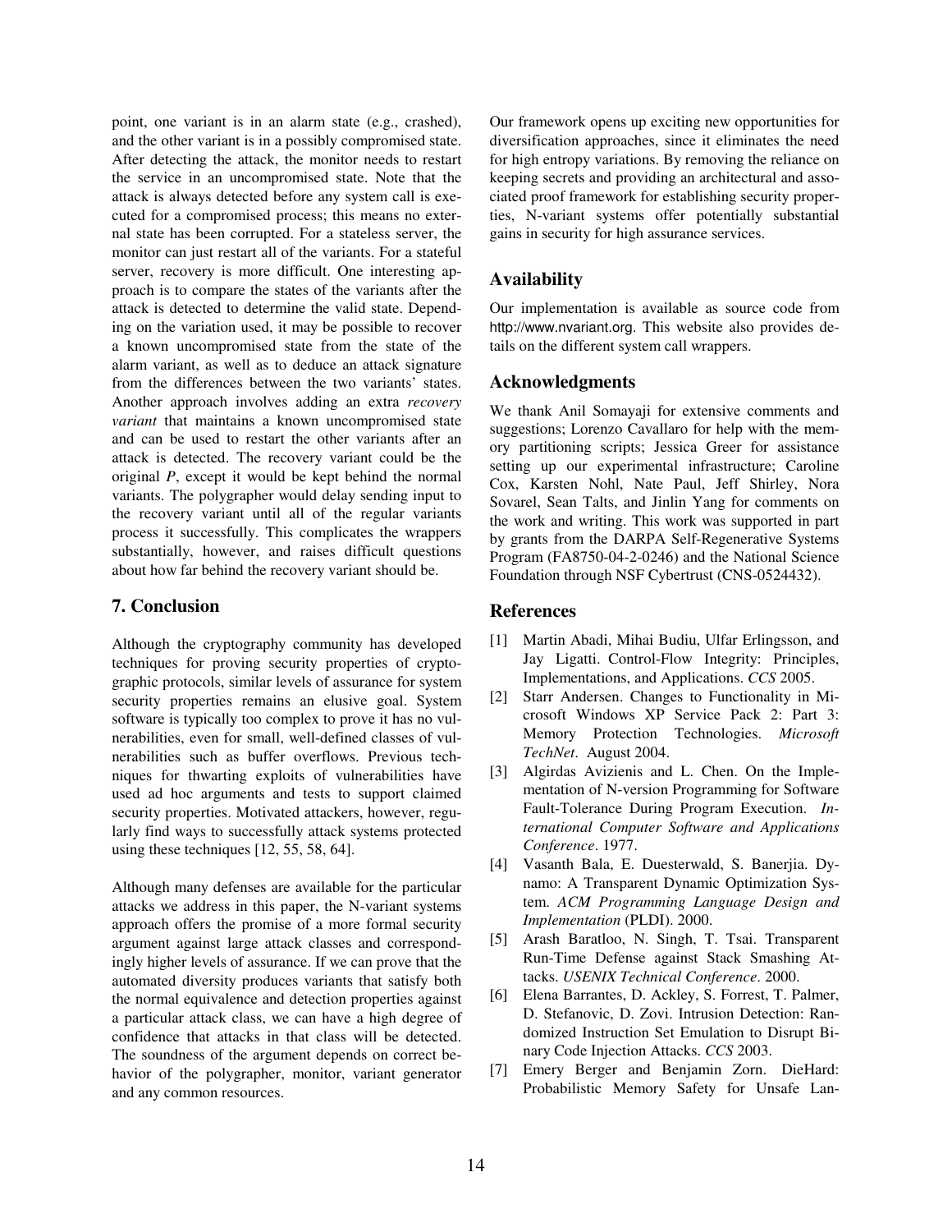point, one variant is in an alarm state (e.g., crashed), and the other variant is in a possibly compromised state. After detecting the attack, the monitor needs to restart the service in an uncompromised state. Note that the attack is always detected before any system call is executed for a compromised process; this means no external state has been corrupted. For a stateless server, the monitor can just restart all of the variants. For a stateful server, recovery is more difficult. One interesting approach is to compare the states of the variants after the attack is detected to determine the valid state. Depending on the variation used, it may be possible to recover a known uncompromised state from the state of the alarm variant, as well as to deduce an attack signature from the differences between the two variants' states. Another approach involves adding an extra *recovery variant* that maintains a known uncompromised state and can be used to restart the other variants after an attack is detected. The recovery variant could be the original *P*, except it would be kept behind the normal variants. The polygrapher would delay sending input to the recovery variant until all of the regular variants process it successfully. This complicates the wrappers substantially, however, and raises difficult questions about how far behind the recovery variant should be.

## 7. Conclusion

Although the cryptography community has developed techniques for proving security properties of cryptographic protocols, similar levels of assurance for system security properties remains an elusive goal. System software is typically too complex to prove it has no vulnerabilities, even for small, well-defined classes of vulnerabilities such as buffer overflows. Previous techniques for thwarting exploits of vulnerabilities have used ad hoc arguments and tests to support claimed security properties. Motivated attackers, however, regularly find ways to successfully attack systems protected using these techniques [12, 55, 58, 64].

Although many defenses are available for the particular attacks we address in this paper, the N-variant systems approach offers the promise of a more formal security argument against large attack classes and correspondingly higher levels of assurance. If we can prove that the automated diversity produces variants that satisfy both the normal equivalence and detection properties against a particular attack class, we can have a high degree of confidence that attacks in that class will be detected. The soundness of the argument depends on correct behavior of the polygrapher, monitor, variant generator and any common resources.

Our framework opens up exciting new opportunities for diversification approaches, since it eliminates the need for high entropy variations. By removing the reliance on keeping secrets and providing an architectural and associated proof framework for establishing security properties, N-variant systems offer potentially substantial gains in security for high assurance services.

## Availability

Our implementation is available as source code from http://www.nvariant.org. This website also provides details on the different system call wrappers.

## Acknowledgments

We thank Anil Somayaji for extensive comments and suggestions; Lorenzo Cavallaro for help with the memory partitioning scripts; Jessica Greer for assistance setting up our experimental infrastructure; Caroline Cox, Karsten Nohl, Nate Paul, Jeff Shirley, Nora Sovarel, Sean Talts, and Jinlin Yang for comments on the work and writing. This work was supported in part by grants from the DARPA Self-Regenerative Systems Program (FA8750-04-2-0246) and the National Science Foundation through NSF Cybertrust (CNS-0524432).

## References

[1] Martin Abadi, Mihai Budiu, Ulfar Erlingsson, and Jay Ligatti. Control-Flow Integrity: Principles, Implementations, and Applications. *CCS* 2005.

[2] Starr Andersen. Changes to Functionality in Microsoft Windows XP Service Pack 2: Part 3: Memory Protection Technologies. *Microsoft TechNet*. August 2004.

[3] Algirdas Avizienis and L. Chen. On the Implementation of N-version Programming for Software Fault-Tolerance During Program Execution. *International Computer Software and Applications Conference*. 1977.

[4] Vasanth Bala, E. Duesterwald, S. Banerjia. Dynamo: A Transparent Dynamic Optimization System. *ACM Programming Language Design and Implementation* (PLDI). 2000.

[5] Arash Baratloo, N. Singh, T. Tsai. Transparent Run-Time Defense against Stack Smashing Attacks. *USENIX Technical Conference*. 2000.

[6] Elena Barrantes, D. Ackley, S. Forrest, T. Palmer, D. Stefanovic, D. Zovi. Intrusion Detection: Randomized Instruction Set Emulation to Disrupt Binary Code Injection Attacks. *CCS* 2003.

[7] Emery Berger and Benjamin Zorn. DieHard: Probabilistic Memory Safety for Unsafe Lan-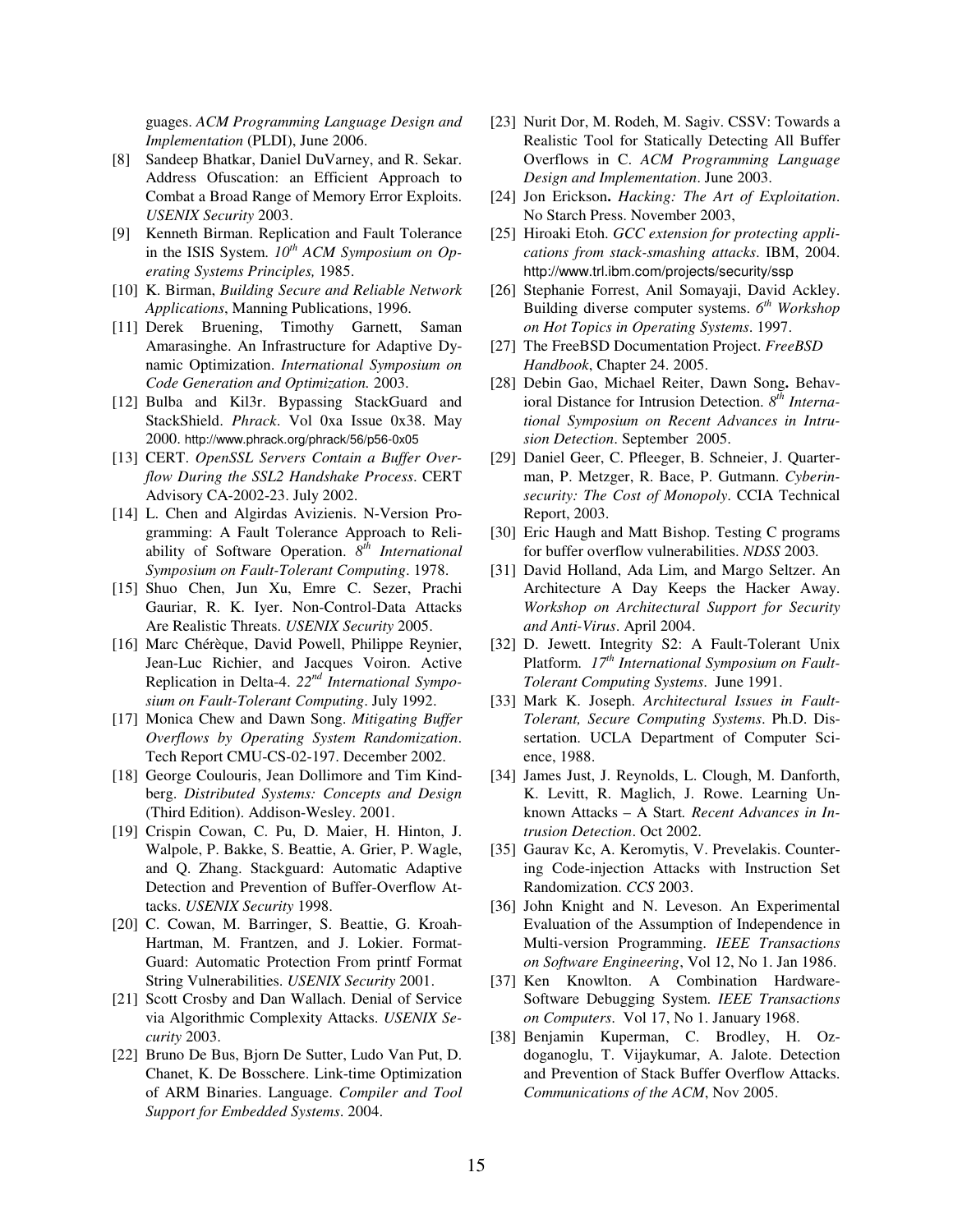guages. *ACM Programming Language Design and Implementation* (PLDI), June 2006.

[8] Sandeep Bhatkar, Daniel DuVarney, and R. Sekar. Address Ofuscation: an Efficient Approach to Combat a Broad Range of Memory Error Exploits. *USENIX Security* 2003.

[9] Kenneth Birman. Replication and Fault Tolerance in the ISIS System. *10th ACM Symposium on Operating Systems Principles,* 1985.

[10] K. Birman, *Building Secure and Reliable Network Applications*, Manning Publications, 1996.

[11] Derek Bruening, Timothy Garnett, Saman Amarasinghe. An Infrastructure for Adaptive Dynamic Optimization. *International Symposium on Code Generation and Optimization.* 2003.

[12] Bulba and Kil3r. Bypassing StackGuard and StackShield. *Phrack*. Vol 0xa Issue 0x38. May 2000. http://www.phrack.org/phrack/56/p56-0x05

[13] CERT. *OpenSSL Servers Contain a Buffer Overflow During the SSL2 Handshake Process*. CERT Advisory CA-2002-23. July 2002.

[14] L. Chen and Algirdas Avizienis. N-Version Programming: A Fault Tolerance Approach to Reliability of Software Operation. *8th International Symposium on Fault-Tolerant Computing*. 1978.

[15] Shuo Chen, Jun Xu, Emre C. Sezer, Prachi Gauriar, R. K. Iyer. Non-Control-Data Attacks Are Realistic Threats. *USENIX Security* 2005.

[16] Marc Chérèque, David Powell, Philippe Reynier, Jean-Luc Richier, and Jacques Voiron. Active Replication in Delta-4. *22nd International Symposium on Fault-Tolerant Computing*. July 1992.

[17] Monica Chew and Dawn Song. *Mitigating Buffer Overflows by Operating System Randomization*. Tech Report CMU-CS-02-197. December 2002.

[18] George Coulouris, Jean Dollimore and Tim Kindberg. *Distributed Systems: Concepts and Design* (Third Edition). Addison-Wesley. 2001.

[19] Crispin Cowan, C. Pu, D. Maier, H. Hinton, J. Walpole, P. Bakke, S. Beattie, A. Grier, P. Wagle, and Q. Zhang. Stackguard: Automatic Adaptive Detection and Prevention of Buffer-Overflow Attacks. *USENIX Security* 1998.

[20] C. Cowan, M. Barringer, S. Beattie, G. Kroah-Hartman, M. Frantzen, and J. Lokier. FormatGuard: Automatic Protection From printf Format String Vulnerabilities. *USENIX Security* 2001.

[21] Scott Crosby and Dan Wallach. Denial of Service via Algorithmic Complexity Attacks. *USENIX Security* 2003.

[22] Bruno De Bus, Bjorn De Sutter, Ludo Van Put, D. Chanet, K. De Bosschere. Link-time Optimization of ARM Binaries. Language. *Compiler and Tool Support for Embedded Systems*. 2004.

[23] Nurit Dor, M. Rodeh, M. Sagiv. CSSV: Towards a Realistic Tool for Statically Detecting All Buffer Overflows in C. *ACM Programming Language Design and Implementation*. June 2003.

[24] Jon Erickson**.** *Hacking: The Art of Exploitation*. No Starch Press. November 2003,

[25] Hiroaki Etoh. *GCC extension for protecting applications from stack-smashing attacks*. IBM, 2004. http://www.trl.ibm.com/projects/security/ssp

[26] Stephanie Forrest, Anil Somayaji, David Ackley. Building diverse computer systems. *6th Workshop on Hot Topics in Operating Systems*. 1997.

[27] The FreeBSD Documentation Project. *FreeBSD Handbook*, Chapter 24. 2005.

[28] Debin Gao, Michael Reiter, Dawn Song**.** Behavioral Distance for Intrusion Detection. *8th International Symposium on Recent Advances in Intrusion Detection*. September 2005.

[29] Daniel Geer, C. Pfleeger, B. Schneier, J. Quarterman, P. Metzger, R. Bace, P. Gutmann. *Cyberinsecurity: The Cost of Monopoly*. CCIA Technical Report, 2003.

[30] Eric Haugh and Matt Bishop. Testing C programs for buffer overflow vulnerabilities. *NDSS* 2003*.*

[31] David Holland, Ada Lim, and Margo Seltzer. An Architecture A Day Keeps the Hacker Away. *Workshop on Architectural Support for Security and Anti-Virus*. April 2004.

[32] D. Jewett. Integrity S2: A Fault-Tolerant Unix Platform*. 17th International Symposium on Fault-Tolerant Computing Systems*. June 1991.

[33] Mark K. Joseph. *Architectural Issues in Fault-Tolerant, Secure Computing Systems*. Ph.D. Dissertation. UCLA Department of Computer Science, 1988.

[34] James Just, J. Reynolds, L. Clough, M. Danforth, K. Levitt, R. Maglich, J. Rowe. Learning Unknown Attacks – A Start*. Recent Advances in Intrusion Detection*. Oct 2002.

[35] Gaurav Kc, A. Keromytis, V. Prevelakis. Countering Code-injection Attacks with Instruction Set Randomization. *CCS* 2003.

[36] John Knight and N. Leveson. An Experimental Evaluation of the Assumption of Independence in Multi-version Programming. *IEEE Transactions on Software Engineering*, Vol 12, No 1. Jan 1986.

[37] Ken Knowlton. A Combination Hardware-Software Debugging System. *IEEE Transactions on Computers*. Vol 17, No 1. January 1968.

[38] Benjamin Kuperman, C. Brodley, H. Ozdoganoglu, T. Vijaykumar, A. Jalote. Detection and Prevention of Stack Buffer Overflow Attacks. *Communications of the ACM*, Nov 2005.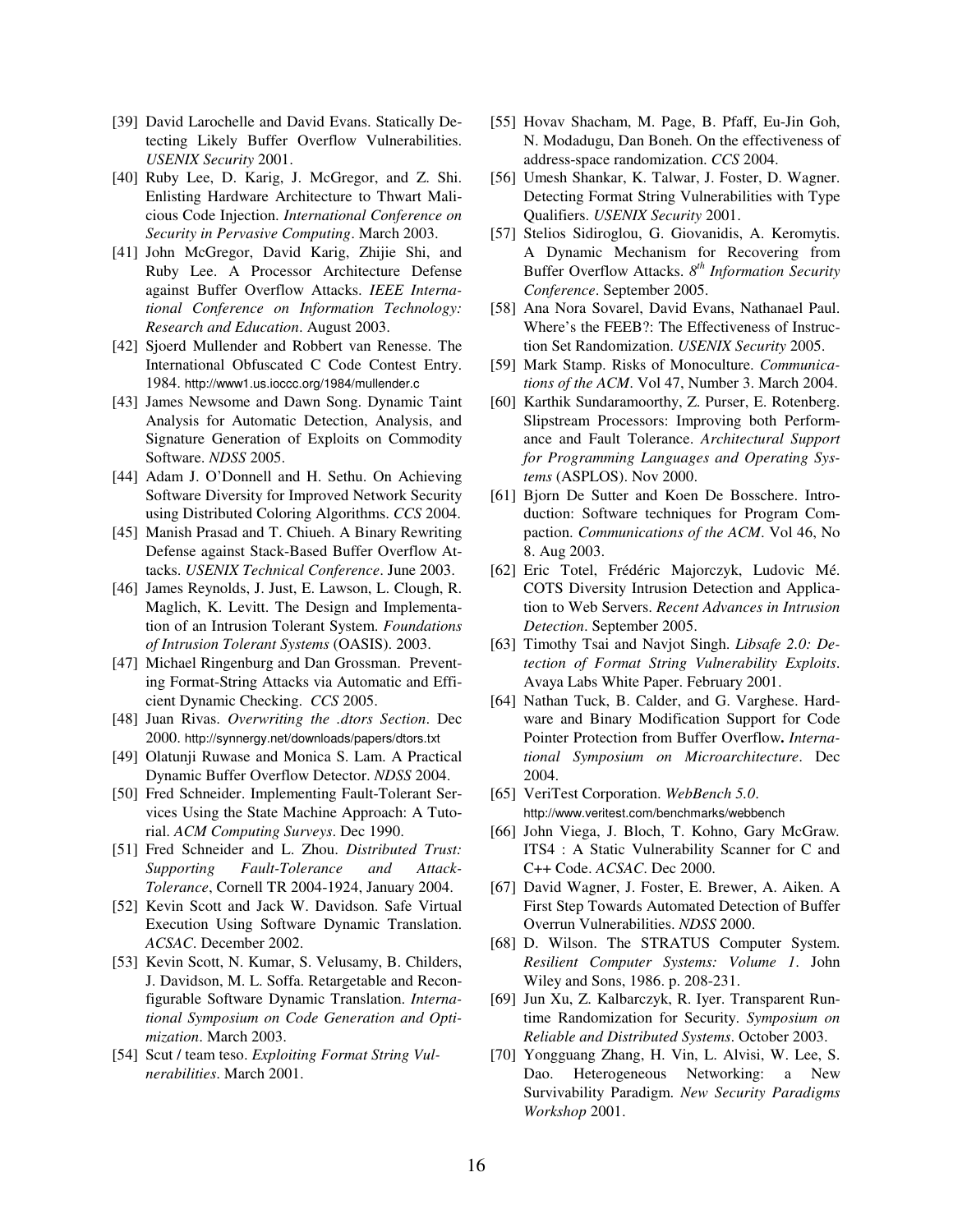[39] David Larochelle and David Evans. Statically Detecting Likely Buffer Overflow Vulnerabilities. *USENIX Security* 2001.

[40] Ruby Lee, D. Karig, J. McGregor, and Z. Shi. Enlisting Hardware Architecture to Thwart Malicious Code Injection. *International Conference on Security in Pervasive Computing*. March 2003.

[41] John McGregor, David Karig, Zhijie Shi, and Ruby Lee. A Processor Architecture Defense against Buffer Overflow Attacks. *IEEE International Conference on Information Technology: Research and Education*. August 2003.

[42] Sjoerd Mullender and Robbert van Renesse. The International Obfuscated C Code Contest Entry. 1984. http://www1.us.ioccc.org/1984/mullender.c

[43] James Newsome and Dawn Song. Dynamic Taint Analysis for Automatic Detection, Analysis, and Signature Generation of Exploits on Commodity Software. *NDSS* 2005.

[44] Adam J. O'Donnell and H. Sethu. On Achieving Software Diversity for Improved Network Security using Distributed Coloring Algorithms. *CCS* 2004.

[45] Manish Prasad and T. Chiueh. A Binary Rewriting Defense against Stack-Based Buffer Overflow Attacks. *USENIX Technical Conference*. June 2003.

[46] James Reynolds, J. Just, E. Lawson, L. Clough, R. Maglich, K. Levitt. The Design and Implementation of an Intrusion Tolerant System. *Foundations of Intrusion Tolerant Systems* (OASIS). 2003.

[47] Michael Ringenburg and Dan Grossman. Preventing Format-String Attacks via Automatic and Efficient Dynamic Checking. *CCS* 2005.

[48] Juan Rivas. *Overwriting the .dtors Section*. Dec 2000. http://synnergy.net/downloads/papers/dtors.txt

[49] Olatunji Ruwase and Monica S. Lam. A Practical Dynamic Buffer Overflow Detector. *NDSS* 2004.

[50] Fred Schneider. Implementing Fault-Tolerant Services Using the State Machine Approach: A Tutorial. *ACM Computing Surveys*. Dec 1990.

[51] Fred Schneider and L. Zhou. *Distributed Trust: Supporting Fault-Tolerance and Attack-Tolerance*, Cornell TR 2004-1924, January 2004.

[52] Kevin Scott and Jack W. Davidson. Safe Virtual Execution Using Software Dynamic Translation. *ACSAC*. December 2002.

[53] Kevin Scott, N. Kumar, S. Velusamy, B. Childers, J. Davidson, M. L. Soffa. Retargetable and Reconfigurable Software Dynamic Translation. *International Symposium on Code Generation and Optimization*. March 2003.

[54] Scut / team teso. *Exploiting Format String Vulnerabilities*. March 2001.

[55] Hovav Shacham, M. Page, B. Pfaff, Eu-Jin Goh, N. Modadugu, Dan Boneh. On the effectiveness of address-space randomization. *CCS* 2004.

[56] Umesh Shankar, K. Talwar, J. Foster, D. Wagner. Detecting Format String Vulnerabilities with Type Qualifiers. *USENIX Security* 2001.

[57] Stelios Sidiroglou, G. Giovanidis, A. Keromytis. A Dynamic Mechanism for Recovering from Buffer Overflow Attacks. *8th Information Security Conference*. September 2005.

[58] Ana Nora Sovarel, David Evans, Nathanael Paul. Where's the FEEB?: The Effectiveness of Instruction Set Randomization. *USENIX Security* 2005.

[59] Mark Stamp. Risks of Monoculture. *Communications of the ACM*. Vol 47, Number 3. March 2004.

[60] Karthik Sundaramoorthy, Z. Purser, E. Rotenberg. Slipstream Processors: Improving both Performance and Fault Tolerance. *Architectural Support for Programming Languages and Operating Systems* (ASPLOS). Nov 2000.

[61] Bjorn De Sutter and Koen De Bosschere. Introduction: Software techniques for Program Compaction. *Communications of the ACM*. Vol 46, No 8. Aug 2003.

[62] Eric Totel, Frédéric Majorczyk, Ludovic Mé. COTS Diversity Intrusion Detection and Application to Web Servers. *Recent Advances in Intrusion Detection*. September 2005.

[63] Timothy Tsai and Navjot Singh. *Libsafe 2.0: Detection of Format String Vulnerability Exploits*. Avaya Labs White Paper. February 2001.

[64] Nathan Tuck, B. Calder, and G. Varghese. Hardware and Binary Modification Support for Code Pointer Protection from Buffer Overflow**.** *International Symposium on Microarchitecture*. Dec 2004.

[65] VeriTest Corporation. *WebBench 5.0*. http://www.veritest.com/benchmarks/webbench

[66] John Viega, J. Bloch, T. Kohno, Gary McGraw. ITS4 : A Static Vulnerability Scanner for C and C++ Code. *ACSAC*. Dec 2000.

[67] David Wagner, J. Foster, E. Brewer, A. Aiken. A First Step Towards Automated Detection of Buffer Overrun Vulnerabilities. *NDSS* 2000.

[68] D. Wilson. The STRATUS Computer System. *Resilient Computer Systems: Volume 1*. John Wiley and Sons, 1986. p. 208-231.

[69] Jun Xu, Z. Kalbarczyk, R. Iyer. Transparent Runtime Randomization for Security. *Symposium on Reliable and Distributed Systems*. October 2003.

[70] Yongguang Zhang, H. Vin, L. Alvisi, W. Lee, S. Dao. Heterogeneous Networking: a New Survivability Paradigm. *New Security Paradigms Workshop* 2001.